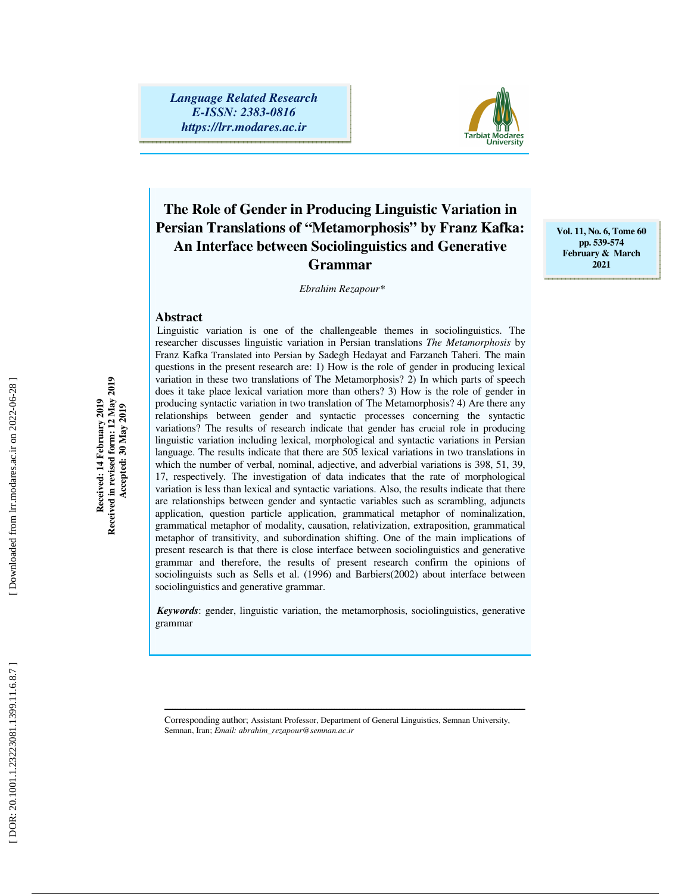*Language Related Research*
*E-ISSN: 2383-0816*
*https://lrr.modares.ac.ir*

# The Role of Gender in Producing Linguistic Variation in Persian Translations of "Metamorphosis" by Franz Kafka: An Interface between Sociolinguistics and Generative Grammar

*Ebrahim Rezapour\**

**Received: 14 February 2019**
**Received in revised form: 12 May 2019**
**Accepted: 30 May 2019**

## Abstract

Linguistic variation is one of the challengeable themes in sociolinguistics. The researcher discusses linguistic variation in Persian translations *The Metamorphosis* by Franz Kafka Translated into Persian by Sadegh Hedayat and Farzaneh Taheri. The main questions in the present research are: 1) How is the role of gender in producing lexical variation in these two translations of The Metamorphosis? 2) In which parts of speech does it take place lexical variation more than others? 3) How is the role of gender in producing syntactic variation in two translation of The Metamorphosis? 4) Are there any relationships between gender and syntactic processes concerning the syntactic variations? The results of research indicate that gender has crucial role in producing linguistic variation including lexical, morphological and syntactic variations in Persian language. The results indicate that there are 505 lexical variations in two translations in which the number of verbal, nominal, adjective, and adverbial variations is 398, 51, 39, 17, respectively. The investigation of data indicates that the rate of morphological variation is less than lexical and syntactic variations. Also, the results indicate that there are relationships between gender and syntactic variables such as scrambling, adjuncts application, question particle application, grammatical metaphor of nominalization, grammatical metaphor of modality, causation, relativization, extraposition, grammatical metaphor of transitivity, and subordination shifting. One of the main implications of present research is that there is close interface between sociolinguistics and generative grammar and therefore, the results of present research confirm the opinions of sociolinguists such as Sells et al. (1996) and Barbiers(2002) about interface between sociolinguistics and generative grammar.

***Keywords***: gender, linguistic variation, the metamorphosis, sociolinguistics, generative grammar

---

Corresponding author; Assistant Professor, Department of General Linguistics, Semnan University, Semnan, Iran; *Email: abrahim_rezapour@semnan.ac.ir*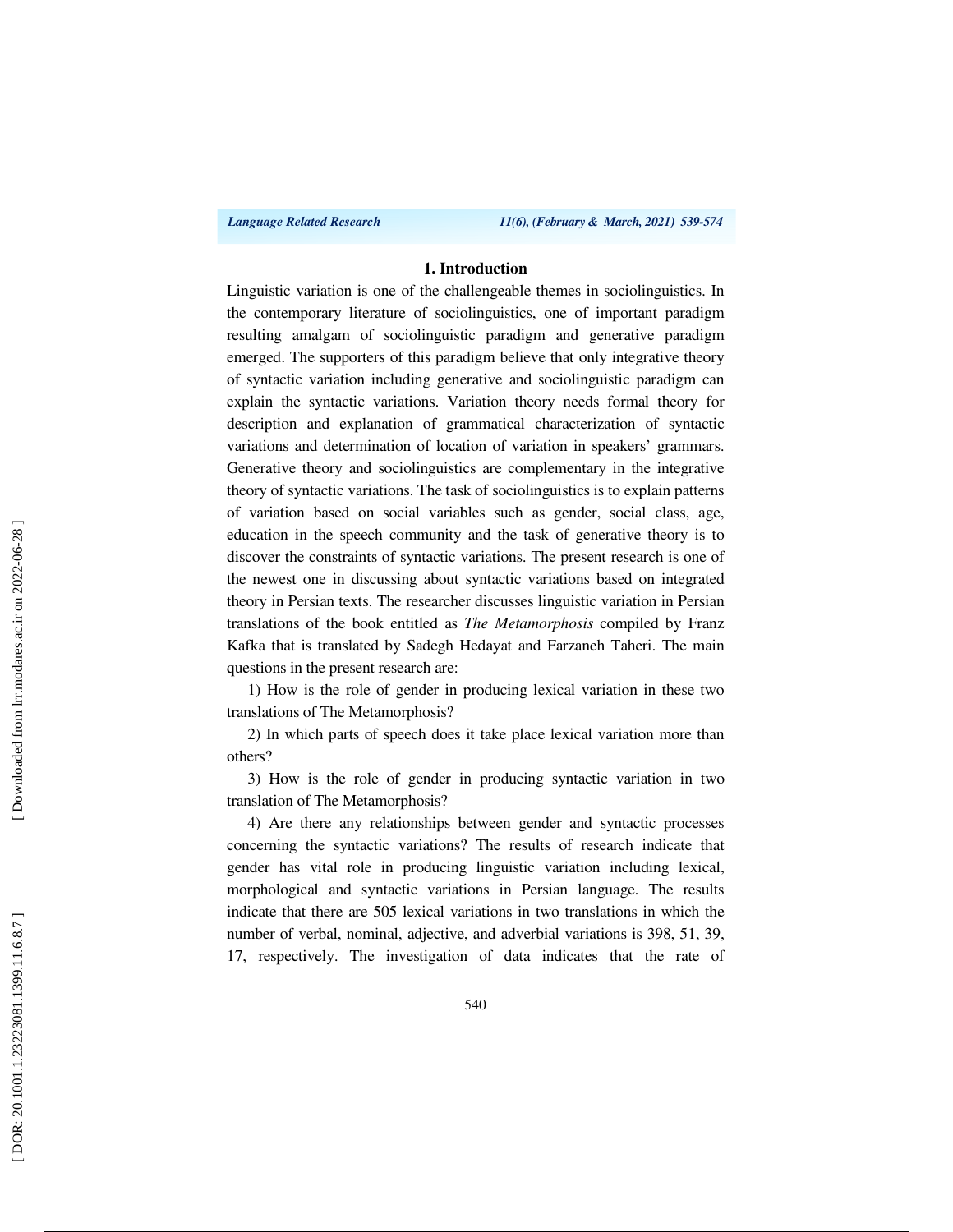## 1. Introduction

Linguistic variation is one of the challengeable themes in sociolinguistics. In the contemporary literature of sociolinguistics, one of important paradigm resulting amalgam of sociolinguistic paradigm and generative paradigm emerged. The supporters of this paradigm believe that only integrative theory of syntactic variation including generative and sociolinguistic paradigm can explain the syntactic variations. Variation theory needs formal theory for description and explanation of grammatical characterization of syntactic variations and determination of location of variation in speakers' grammars. Generative theory and sociolinguistics are complementary in the integrative theory of syntactic variations. The task of sociolinguistics is to explain patterns of variation based on social variables such as gender, social class, age, education in the speech community and the task of generative theory is to discover the constraints of syntactic variations. The present research is one of the newest one in discussing about syntactic variations based on integrated theory in Persian texts. The researcher discusses linguistic variation in Persian translations of the book entitled as *The Metamorphosis* compiled by Franz Kafka that is translated by Sadegh Hedayat and Farzaneh Taheri. The main questions in the present research are:

1) How is the role of gender in producing lexical variation in these two translations of The Metamorphosis?

2) In which parts of speech does it take place lexical variation more than others?

3) How is the role of gender in producing syntactic variation in two translation of The Metamorphosis?

4) Are there any relationships between gender and syntactic processes concerning the syntactic variations? The results of research indicate that gender has vital role in producing linguistic variation including lexical, morphological and syntactic variations in Persian language. The results indicate that there are 505 lexical variations in two translations in which the number of verbal, nominal, adjective, and adverbial variations is 398, 51, 39, 17, respectively. The investigation of data indicates that the rate of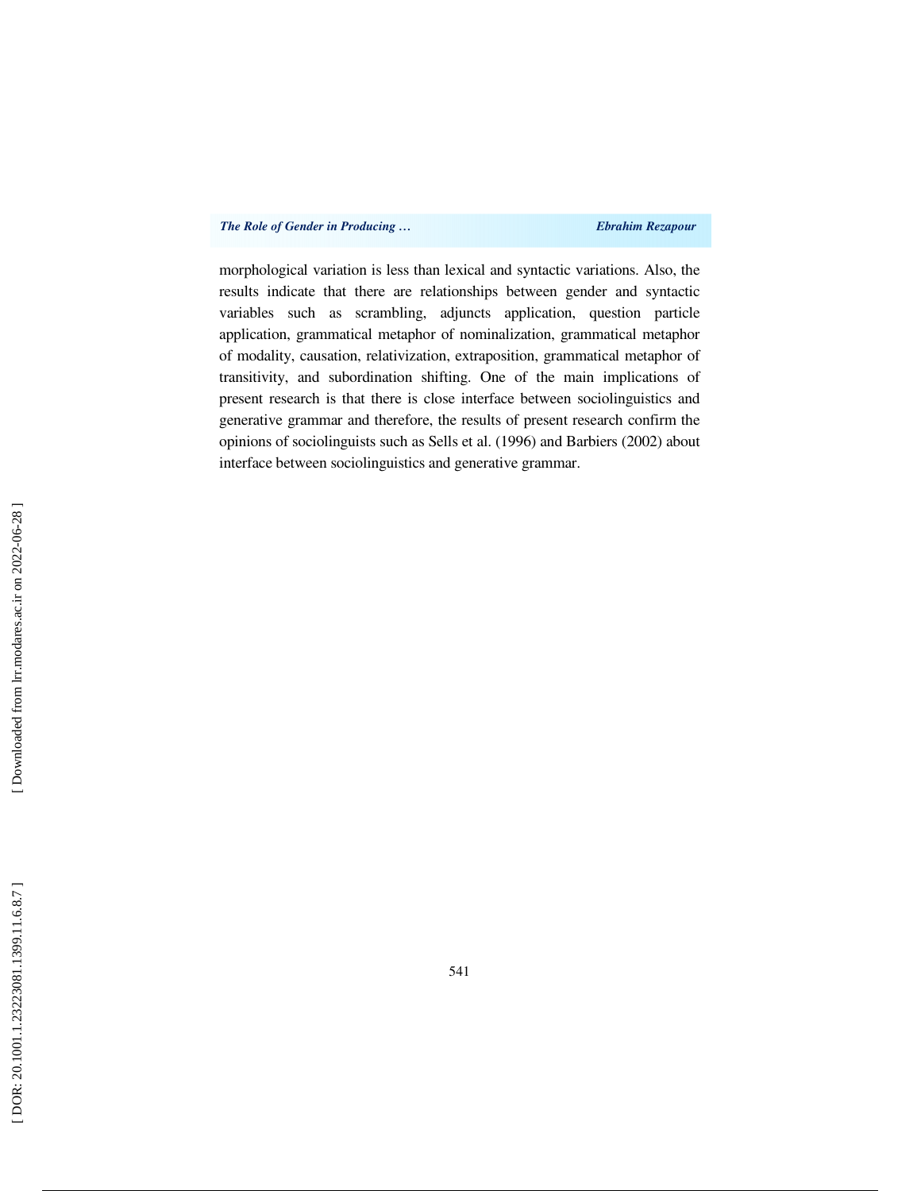morphological variation is less than lexical and syntactic variations. Also, the results indicate that there are relationships between gender and syntactic variables such as scrambling, adjuncts application, question particle application, grammatical metaphor of nominalization, grammatical metaphor of modality, causation, relativization, extraposition, grammatical metaphor of transitivity, and subordination shifting. One of the main implications of present research is that there is close interface between sociolinguistics and generative grammar and therefore, the results of present research confirm the opinions of sociolinguists such as Sells et al. (1996) and Barbiers (2002) about interface between sociolinguistics and generative grammar.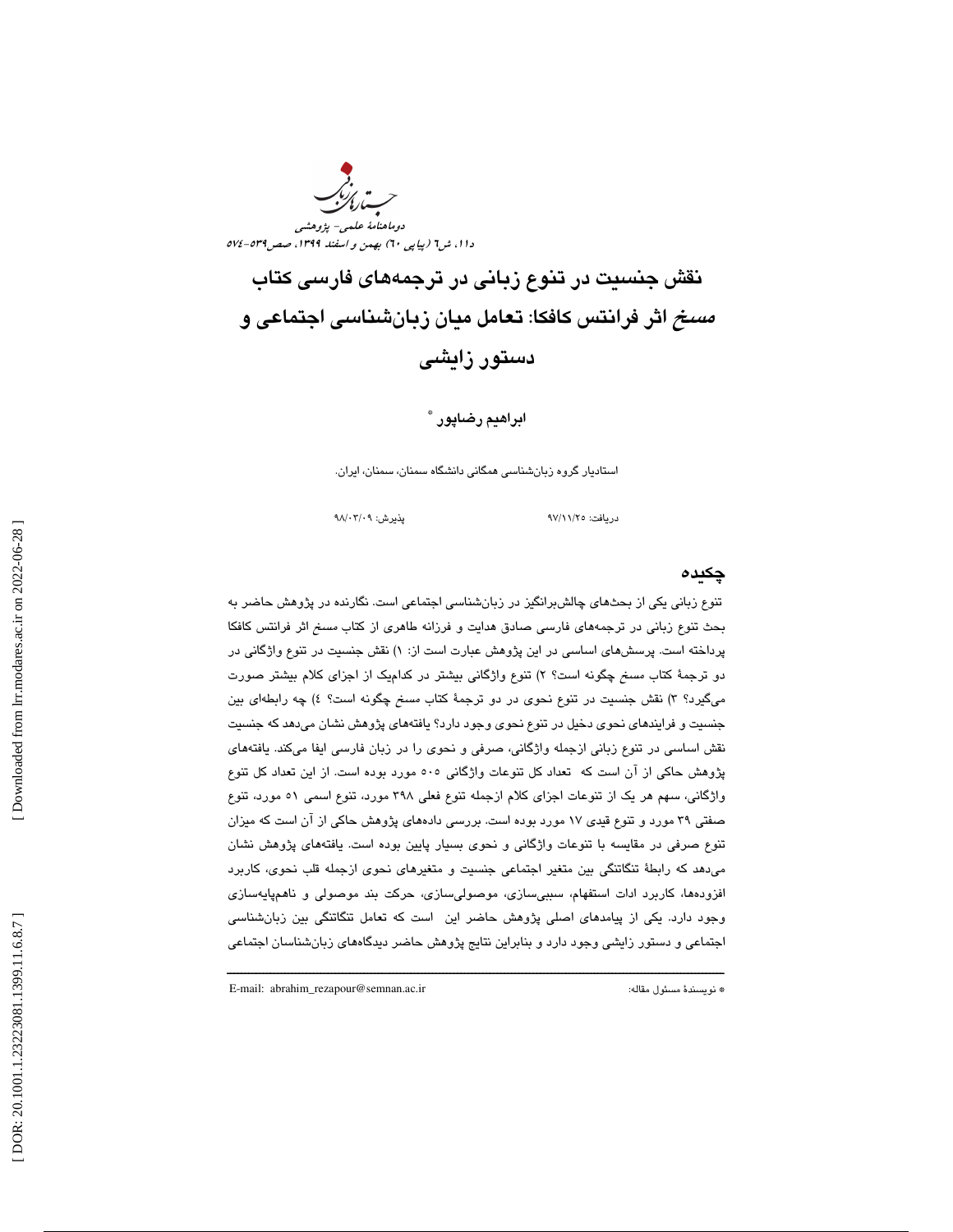# نقش جنسیت در تنوع زبانی در ترجمه‌های فارسی کتاب *مسخ* اثر فرانتس کافکا: تعامل میان زبان‌شناسی اجتماعی و دستور زایشی

**ابراهیم رضاپور** *

استادیار گروه زبان‌شناسی همگانی دانشگاه سمنان، سمنان، ایران.

دریافت: ۹۷/۱۱/۲۵ پذیرش: ۹۸/۰۳/۰۹

## چکیده

تنوع زبانی یکی از بحث‌های چالش‌برانگیز در زبان‌شناسی اجتماعی است. نگارنده در پژوهش حاضر به بحث تنوع زبانی در ترجمه‌های فارسی صادق هدایت و فرزانه طاهری از کتاب *مسخ* اثر فرانتس کافکا پرداخته است. پرسش‌های اساسی در این پژوهش عبارت است از: ۱) نقش جنسیت در تنوع واژگانی در دو ترجمهٔ کتاب *مسخ* چگونه است؟ ۲) تنوع واژگانی بیشتر در کدام‌یک از اجزای کلام بیشتر صورت می‌گیرد؟ ۳) نقش جنسیت در تنوع نحوی در دو ترجمهٔ کتاب *مسخ* چگونه است؟ ٤) چه رابطه‌ای بین جنسیت و فرایندهای نحوی دخیل در تنوع نحوی وجود دارد؟ یافته‌های پژوهش نشان می‌دهد که جنسیت نقش اساسی در تنوع زبانی ازجمله واژگانی، صرفی و نحوی را در زبان فارسی ایفا می‌کند. یافته‌های پژوهش حاکی از آن است که تعداد کل تنوعات واژگانی ۵۰۵ مورد بوده است. از این تعداد کل تنوع واژگانی، سهم هر یک از تنوعات اجزای کلام ازجمله تنوع فعلی ۳۹۸ مورد، تنوع اسمی ۵۱ مورد، تنوع صفتی ۳۹ مورد و تنوع قیدی ۱۷ مورد بوده است. بررسی داده‌های پژوهش حاکی از آن است که میزان تنوع صرفی در مقایسه با تنوعات واژگانی و نحوی بسیار پایین بوده است. یافته‌های پژوهش نشان می‌دهد که رابطهٔ تنگاتنگی بین متغیر اجتماعی جنسیت و متغیرهای نحوی ازجمله قلب نحوی، کاربرد افزوده‌ها، کاربرد ادات استفهام، سببی‌سازی، موصولی‌سازی، حرکت بند موصولی و ناهم‌پایه‌سازی وجود دارد. یکی از پیامدهای اصلی پژوهش حاضر این است که تعامل تنگاتنگی بین زبان‌شناسی اجتماعی و دستور زایشی وجود دارد و بنابراین نتایج پژوهش حاضر دیدگاه‌های زبان‌شناسان اجتماعی

---

* نویسندهٔ مسئول مقاله: E-mail: abrahim_rezapour@semnan.ac.ir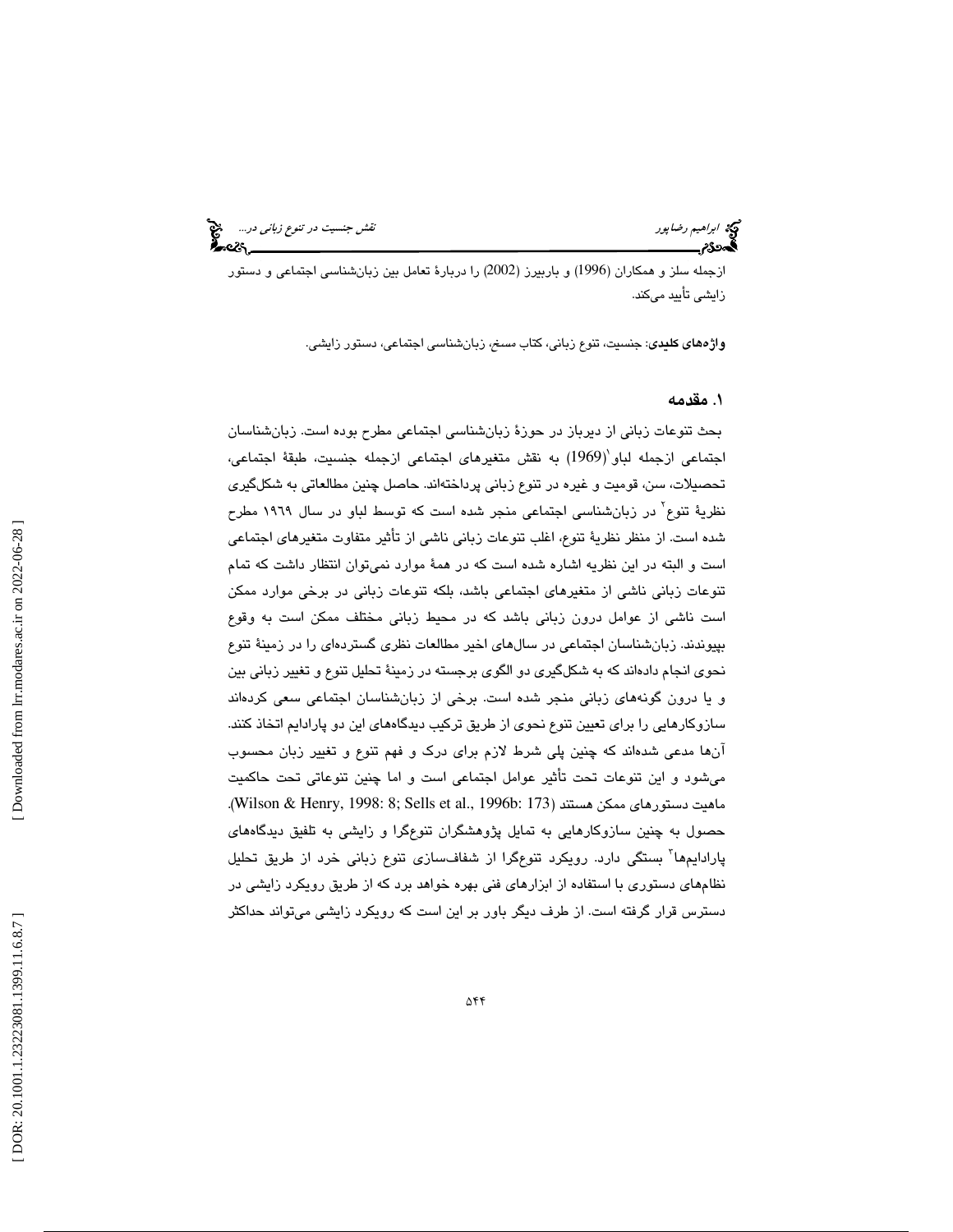ازجمله سلز و همکاران (1996) و باربیرز (2002) را دربارهٔ تعامل بین زبان‌شناسی اجتماعی و دستور زایشی تأیید می‌کند.

**واژه‌های کلیدی**: جنسیت، تنوع زبانی، کتاب مسخ، زبان‌شناسی اجتماعی، دستور زایشی.

## ۱. مقدمه

بحث تنوعات زبانی از دیرباز در حوزهٔ زبان‌شناسی اجتماعی مطرح بوده است. زبان‌شناسان اجتماعی ازجمله لباو[۱](1969) به نقش متغیرهای اجتماعی ازجمله جنسیت، طبقهٔ اجتماعی، تحصیلات، سن، قومیت و غیره در تنوع زبانی پرداخته‌اند. حاصل چنین مطالعاتی به شکل‌گیری نظریهٔ تنوع[۲] در زبان‌شناسی اجتماعی منجر شده است که توسط لباو در سال ۱۹۶۹ مطرح شده است. از منظر نظریهٔ تنوع، اغلب تنوعات زبانی ناشی از تأثیر متفاوت متغیرهای اجتماعی است و البته در این نظریه اشاره شده است که در همهٔ موارد نمی‌توان انتظار داشت که تمام تنوعات زبانی ناشی از متغیرهای اجتماعی باشد، بلکه تنوعات زبانی در برخی موارد ممکن است ناشی از عوامل درون زبانی باشد که در محیط زبانی مختلف ممکن است به وقوع بپیوندند. زبان‌شناسان اجتماعی در سال‌های اخیر مطالعات نظری گسترده‌ای را در زمینهٔ تنوع نحوی انجام داده‌اند که به شکل‌گیری دو الگوی برجسته در زمینهٔ تحلیل تنوع و تغییر زبانی بین و یا درون گونه‌های زبانی منجر شده است. برخی از زبان‌شناسان اجتماعی سعی کرده‌اند سازوکارهایی را برای تعیین تنوع نحوی از طریق ترکیب دیدگاه‌های این دو پارادایم اتخاذ کنند. آن‌ها مدعی شده‌اند که چنین پلی شرط لازم برای درک و فهم تنوع و تغییر زبان محسوب می‌شود و این تنوعات تحت تأثیر عوامل اجتماعی است و اما چنین تنوعاتی تحت حاکمیت ماهیت دستورهای ممکن هستند (Wilson & Henry, 1998: 8; Sells et al., 1996b: 173). حصول به چنین سازوکارهایی به تمایل پژوهشگران تنوع‌گرا و زایشی به تلفیق دیدگاه‌های پارادایم‌ها[۳] بستگی دارد. رویکرد تنوع‌گرا از شفاف‌سازی تنوع زبانی خرد از طریق تحلیل نظام‌های دستوری با استفاده از ابزارهای فنی بهره خواهد برد که از طریق رویکرد زایشی در دسترس قرار گرفته است. از طرف دیگر باور بر این است که رویکرد زایشی می‌تواند حداکثر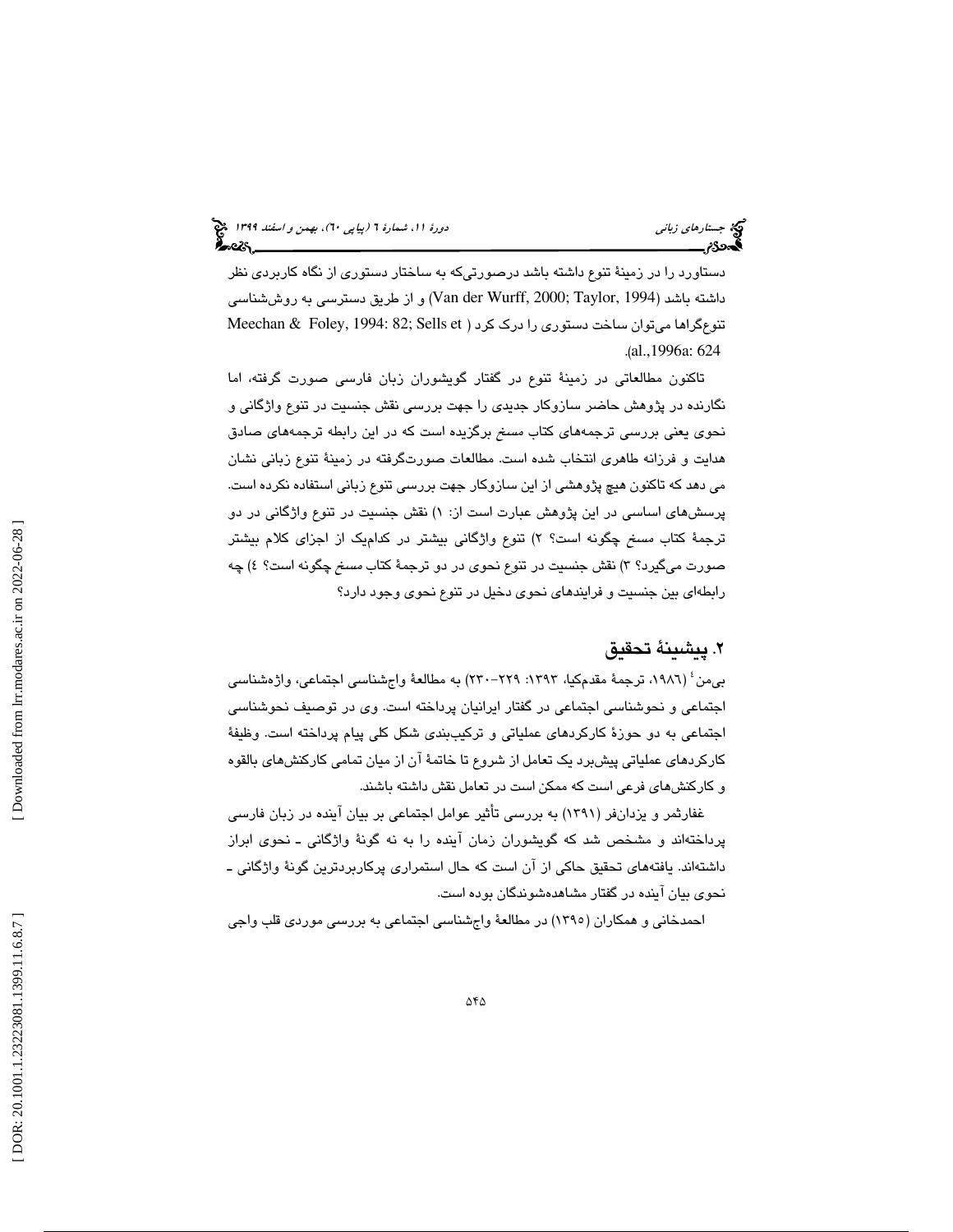دستاورد را در زمینهٔ تنوع داشته باشد درصورتی‌که به ساختار دستوری از نگاه کاربردی نظر داشته باشد (Van der Wurff, 2000; Taylor, 1994) و از طریق دسترسی به روش‌شناسی تنوع‌گراها می‌توان ساخت دستوری را درک کرد (Meechan & Foley, 1994: 82; Sells et al.,1996a: 624).

تاکنون مطالعاتی در زمینهٔ تنوع در گفتار گویشوران زبان فارسی صورت گرفته، اما نگارنده در پژوهش حاضر سازوکار جدیدی را جهت بررسی نقش جنسیت در تنوع واژگانی و نحوی یعنی بررسی ترجمه‌های کتاب مسخ برگزیده است که در این رابطه ترجمه‌های صادق هدایت و فرزانه طاهری انتخاب شده است. مطالعات صورت‌گرفته در زمینهٔ تنوع زبانی نشان می دهد که تاکنون هیچ پژوهشی از این سازوکار جهت بررسی تنوع زبانی استفاده نکرده است. پرسش‌های اساسی در این پژوهش عبارت است از: ۱) نقش جنسیت در تنوع واژگانی در دو ترجمهٔ کتاب مسخ چگونه است؟ ۲) تنوع واژگانی بیشتر در کدام‌یک از اجزای کلام بیشتر صورت می‌گیرد؟ ۳) نقش جنسیت در تنوع نحوی در دو ترجمهٔ کتاب مسخ چگونه است؟ ٤) چه رابطه‌ای بین جنسیت و فرایندهای نحوی دخیل در تنوع نحوی وجود دارد؟

## ۲. پیشینهٔ تحقیق

بی‌من[4] (۱۹۸٦، ترجمهٔ مقدم‌کیا، ۱۳۹۳: ۲۲۹-۲۳۰) به مطالعهٔ واج‌شناسی اجتماعی، واژه‌شناسی اجتماعی و نحوشناسی اجتماعی در گفتار ایرانیان پرداخته است. وی در توصیف نحوشناسی اجتماعی به دو حوزهٔ کارکردهای عملیاتی و ترکیب‌بندی شکل کلی پیام پرداخته است. وظیفهٔ کارکردهای عملیاتی پیش‌برد یک تعامل از شروع تا خاتمهٔ آن از میان تمامی کارکنش‌های بالقوه و کارکنش‌های فرعی است که ممکن است در تعامل نقش داشته باشند.

غفارثمر و یزدان‌فر (۱۳۹۱) به بررسی تأثیر عوامل اجتماعی بر بیان آینده در زبان فارسی پرداخته‌اند و مشخص شد که گویشوران زمان آینده را به نه گونهٔ واژگانی ـ نحوی ابراز داشته‌اند. یافته‌های تحقیق حاکی از آن است که حال استمراری پرکاربردترین گونهٔ واژگانی ـ نحوی بیان آینده در گفتار مشاهده‌شوندگان بوده است.

احمدخانی و همکاران (۱۳۹۵) در مطالعهٔ واج‌شناسی اجتماعی به بررسی موردی قلب واجی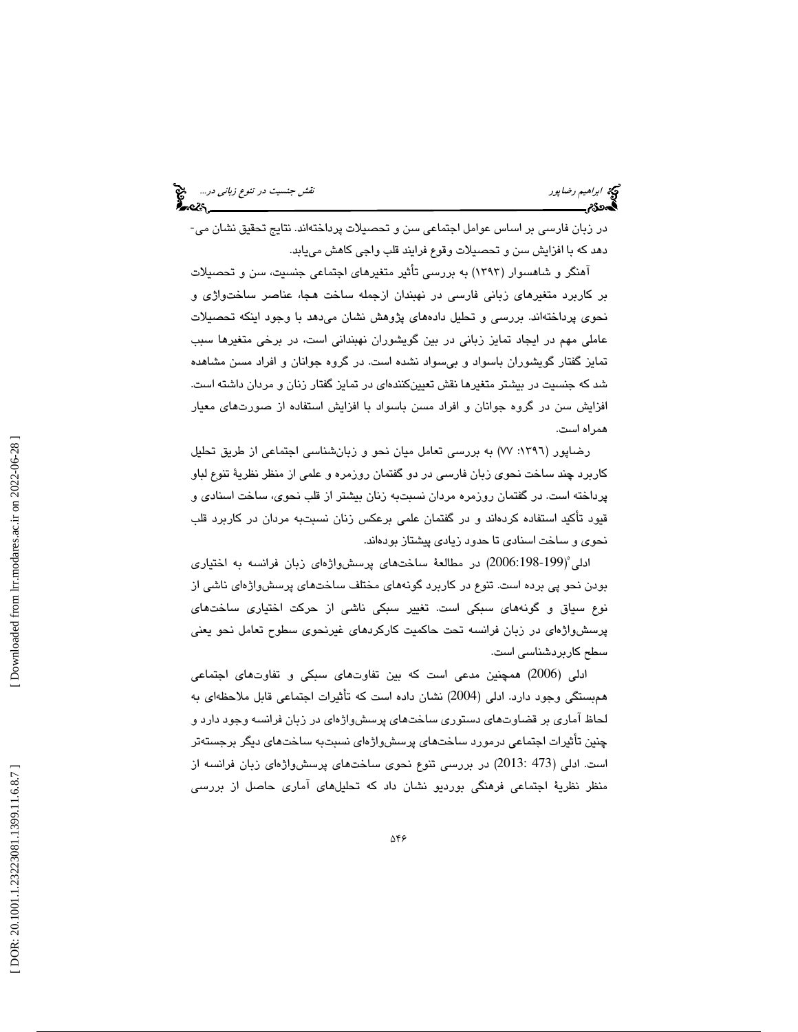در زبان فارسی بر اساس عوامل اجتماعی سن و تحصیلات پرداخته‌اند. نتایج تحقیق نشان می‌دهد که با افزایش سن و تحصیلات وقوع فرایند قلب واجی کاهش می‌یابد.

آهنگر و شاهسوار (۱۳۹۳) به بررسی تأثیر متغیرهای اجتماعی جنسیت، سن و تحصیلات بر کاربرد متغیرهای زبانی فارسی در نهبندان ازجمله ساخت هجا، عناصر ساخت‌واژی و نحوی پرداخته‌اند. بررسی و تحلیل داده‌های پژوهش نشان می‌دهد با وجود اینکه تحصیلات عاملی مهم در ایجاد تمایز زبانی در بین گویشوران نهبندانی است، در برخی متغیرها سبب تمایز گفتار گویشوران باسواد و بی‌سواد نشده است. در گروه جوانان و افراد مسن مشاهده شد که جنسیت در بیشتر متغیرها نقش تعیین‌کننده‌ای در تمایز گفتار زنان و مردان داشته است. افزایش سن در گروه جوانان و افراد مسن باسواد با افزایش استفاده از صورت‌های معیار همراه است.

رضاپور (۱۳۹٦: ۷۷) به بررسی تعامل میان نحو و زبان‌شناسی اجتماعی از طریق تحلیل کاربرد چند ساخت نحوی زبان فارسی در دو گفتمان روزمره و علمی از منظر نظریهٔ تنوع لباو پرداخته است. در گفتمان روزمره مردان نسبت‌به زنان بیشتر از قلب نحوی، ساخت اسنادی و قیود تأکید استفاده کرده‌اند و در گفتمان علمی برعکس زنان نسبت‌به مردان در کاربرد قلب نحوی و ساخت اسنادی تا حدود زیادی پیشتاز بوده‌اند.

ادلی[5] (199-2006:198) در مطالعهٔ ساخت‌های پرسش‌واژه‌ای زبان فرانسه به اختیاری بودن نحو پی برده است. تنوع در کاربرد گونه‌های مختلف ساخت‌های پرسش‌واژه‌ای ناشی از نوع سیاق و گونه‌های سبکی است. تغییر سبکی ناشی از حرکت اختیاری ساخت‌های پرسش‌واژه‌ای در زبان فرانسه تحت حاکمیت کارکردهای غیرنحوی سطوح تعامل نحو یعنی سطح کاربردشناسی است.

ادلی (2006) همچنین مدعی است که بین تفاوت‌های سبکی و تفاوت‌های اجتماعی هم‌بستگی وجود دارد. ادلی (2004) نشان داده است که تأثیرات اجتماعی قابل ملاحظه‌ای به لحاظ آماری بر قضاوت‌های دستوری ساخت‌های پرسش‌واژه‌ای در زبان فرانسه وجود دارد و چنین تأثیرات اجتماعی درمورد ساخت‌های پرسش‌واژه‌ای نسبت‌به ساخت‌های دیگر برجسته‌تر است. ادلی (473 :2013) در بررسی تنوع نحوی ساخت‌های پرسش‌واژه‌ای زبان فرانسه از منظر نظریهٔ اجتماعی فرهنگی بوردیو نشان داد که تحلیل‌های آماری حاصل از بررسی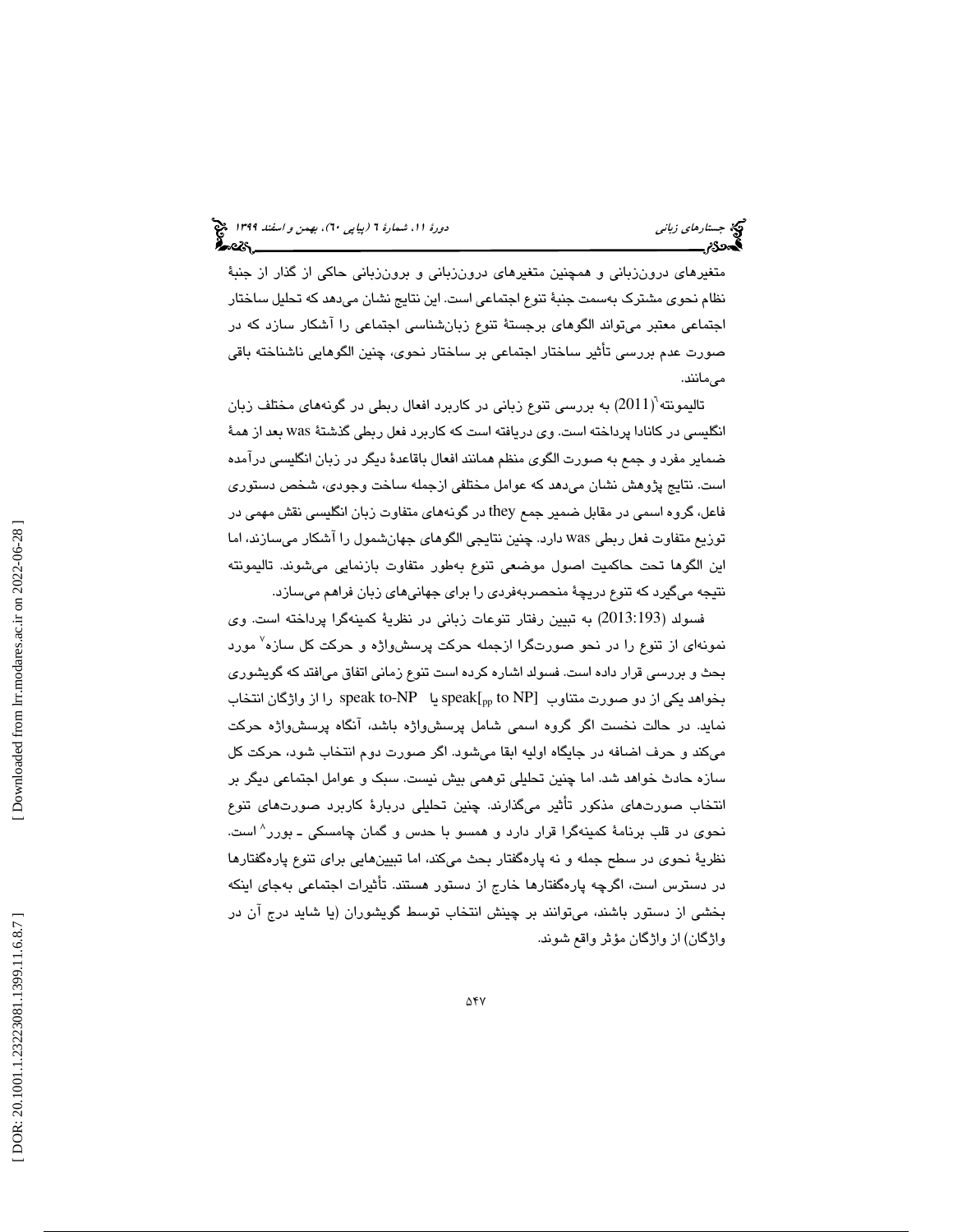متغیرهای درون‌زبانی و همچنین متغیرهای درون‌زبانی و برون‌زبانی حاکی از گذار از جنبهٔ نظام نحوی مشترک به‌سمت جنبهٔ تنوع اجتماعی است. این نتایج نشان می‌دهد که تحلیل ساختار اجتماعی معتبر می‌تواند الگوهای برجستهٔ تنوع زبان‌شناسی اجتماعی را آشکار سازد که در صورت عدم بررسی تأثیر ساختار اجتماعی بر ساختار نحوی، چنین الگوهایی ناشناخته باقی می‌مانند.

تالیمونته[6] (2011) به بررسی تنوع زبانی در کاربرد افعال ربطی در گونه‌های مختلف زبان انگلیسی در کانادا پرداخته است. وی دریافته است که کاربرد فعل ربطی گذشتهٔ was بعد از همهٔ ضمایر مفرد و جمع به صورت الگوی منظم همانند افعال باقاعدهٔ دیگر در زبان انگلیسی درآمده است. نتایج پژوهش نشان می‌دهد که عوامل مختلفی ازجمله ساخت وجودی، شخص دستوری فاعل، گروه اسمی در مقابل ضمیر جمع they در گونه‌های متفاوت زبان انگلیسی نقش مهمی در توزیع متفاوت فعل ربطی was دارد. چنین نتایجی الگوهای جهان‌شمول را آشکار می‌سازند، اما این الگوها تحت حاکمیت اصول موضعی تنوع به‌طور متفاوت بازنمایی می‌شوند. تالیمونته نتیجه می‌گیرد که تنوع دریچهٔ منحصربه‌فردی را برای جهانی‌های زبان فراهم می‌سازد.

فسولد (2013:193) به تبیین رفتار تنوعات زبانی در نظریهٔ کمینه‌گرا پرداخته است. وی نمونه‌ای از تنوع را در نحو صورتگرا ازجمله حرکت پرسش‌واژه و حرکت کل سازه[7] مورد بحث و بررسی قرار داده است. فسولد اشاره کرده است تنوع زمانی اتفاق می‌افتد که گویشوری بخواهد یکی از دو صورت متناوب $speak[_{pp}$ to NP] یا speak to-NP را از واژگان انتخاب نماید. در حالت نخست اگر گروه اسمی شامل پرسش‌واژه باشد، آنگاه پرسش‌واژه حرکت می‌کند و حرف اضافه در جایگاه اولیه ابقا می‌شود. اگر صورت دوم انتخاب شود، حرکت کل سازه حادث خواهد شد. اما چنین تحلیلی توهمی بیش نیست. سبک و عوامل اجتماعی دیگر بر انتخاب صورت‌های مذکور تأثیر می‌گذارند. چنین تحلیلی دربارهٔ کاربرد صورت‌های تنوع نحوی در قلب برنامهٔ کمینه‌گرا قرار دارد و همسو با حدس و گمان چامسکی ـ بورر[8] است. نظریهٔ نحوی در سطح جمله و نه پاره‌گفتار بحث می‌کند، اما تبیین‌هایی برای تنوع پاره‌گفتارها در دسترس است، اگرچه پاره‌گفتارها خارج از دستور هستند. تأثیرات اجتماعی به‌جای اینکه بخشی از دستور باشند، می‌توانند بر چینش انتخاب توسط گویشوران (یا شاید درج آن در واژگان) از واژگان مؤثر واقع شوند.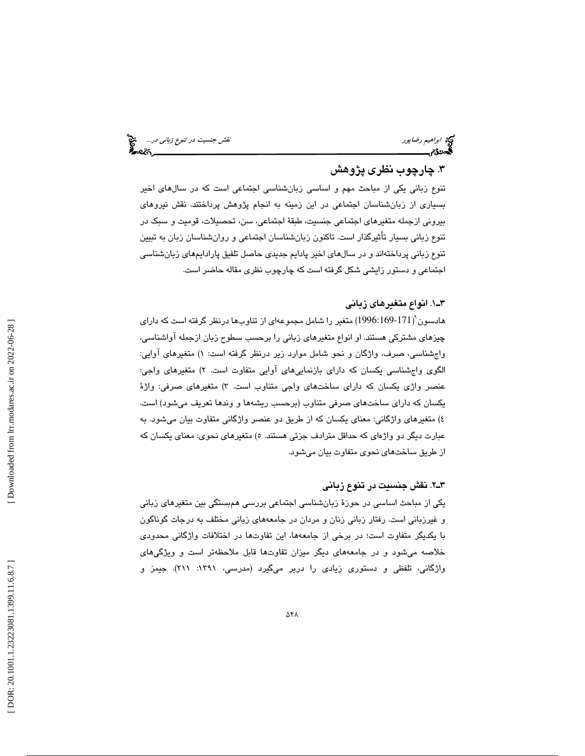## ۳. چارچوب نظری پژوهش

تنوع زبانی یکی از مباحث مهم و اساسی زبان‌شناسی اجتماعی است که در سال‌های اخیر بسیاری از زبان‌شناسان اجتماعی در این زمینه به انجام پژوهش پرداختند. نقش نیروهای بیرونی ازجمله متغیرهای اجتماعی جنسیت، طبقهٔ اجتماعی، سن، تحصیلات، قومیت و سبک در تنوع زبانی بسیار تأثیرگذار است. تاکنون زبان‌شناسان اجتماعی و روان‌شناسان زبان به تبیین تنوع زبانی پرداخته‌اند و در سال‌های اخیر پادایم جدیدی حاصل تلفیق پارادایم‌های زبان‌شناسی اجتماعی و دستور زایشی شکل گرفته است که چارچوب نظری مقاله حاضر است.

### ۳ـ۱. انواع متغیرهای زبانی

هادسون[۹] (1996:169-171) متغیر را شامل مجموعه‌ای از تناوب‌ها درنظر گرفته است که دارای چیزهای مشترکی هستند. او انواع متغیرهای زبانی را برحسب سطوح زبان ازجمله آواشناسی، واج‌شناسی، صرف، واژگان و نحو شامل موارد زیر درنظر گرفته است: ۱) متغیرهای آوایی: الگوی واج‌شناسی یکسان که دارای بازنمایی‌های آوایی متفاوت است. ۲) متغیرهای واجی: عنصر واژی یکسان که دارای ساخت‌های واجی متناوب است. ۳) متغیرهای صرفی: واژهٔ یکسان که دارای ساخت‌های صرفی متناوب (برحسب ریشه‌ها و وندها تعریف می‌شود) است. ٤) متغیرهای واژگانی: معنای یکسان که از طریق دو عنصر واژگانی متفاوت بیان می‌شود. به عبارت دیگر دو واژه‌ای که حداقل مترادف جزئی هستند. ٥) متغیرهای نحوی: معنای یکسان که از طریق ساخت‌های نحوی متفاوت بیان می‌شود.

### ۳ـ۲. نقش جنسیت در تنوع زبانی

یکی از مباحث اساسی در حوزهٔ زبان‌شناسی اجتماعی بررسی هم‌بستگی بین متغیرهای زبانی و غیرزبانی است. رفتار زبانی زنان و مردان در جامعه‌های زبانی مختلف به درجات گوناگون با یکدیگر متفاوت است؛ در برخی از جامعه‌ها، این تفاوت‌ها در اختلافات واژگانی محدودی خلاصه می‌شود و در جامعه‌های دیگر میزان تفاوت‌ها قابل ملاحظه‌تر است و ویژگی‌های واژگانی، تلفظی و دستوری زیادی را دربر می‌گیرد (مدرسی، ۱۳۹۱: ۲۱۱). جیمز و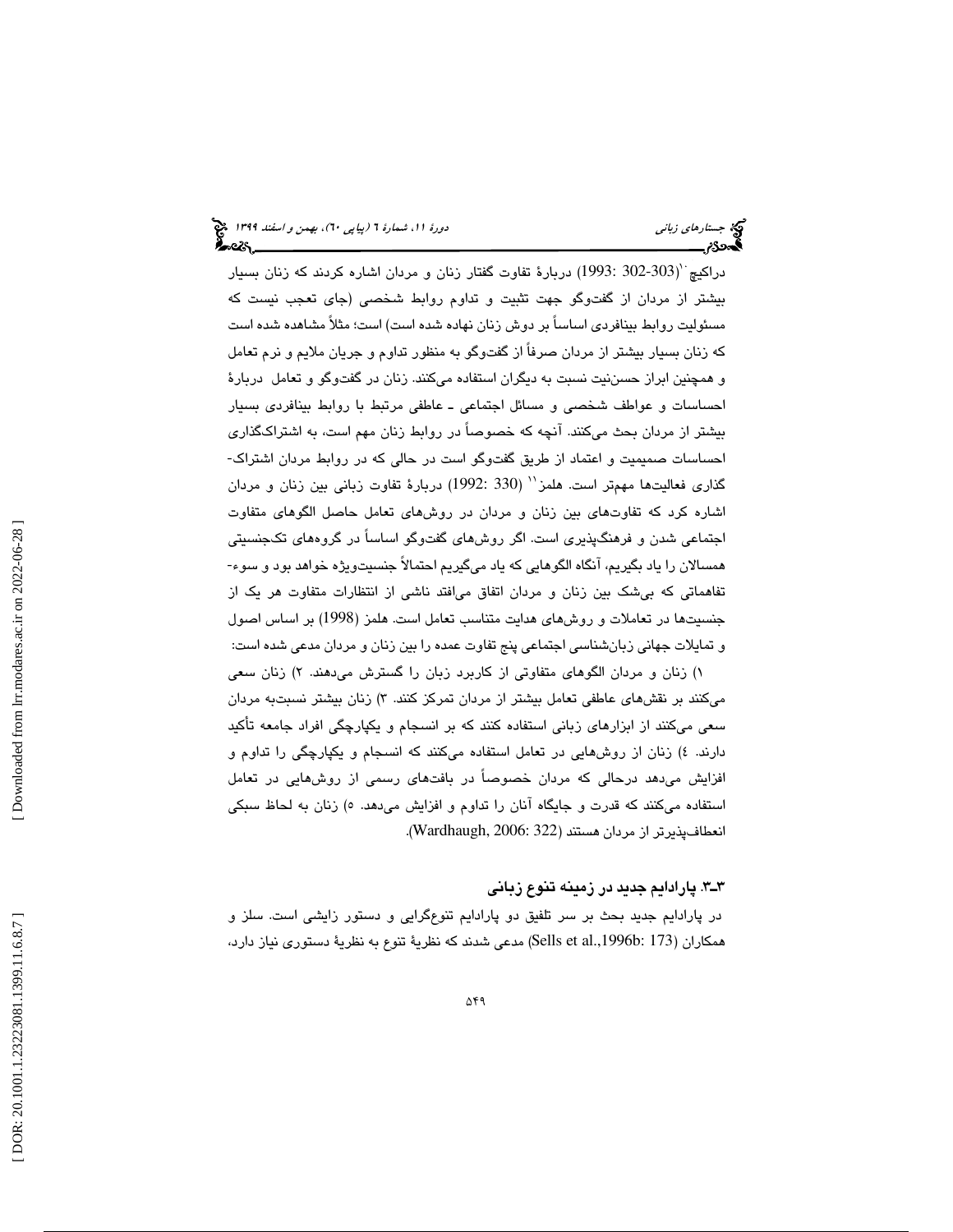دراکیچ[10](303-302 :1993) دربارهٔ تفاوت گفتار زنان و مردان اشاره کردند که زنان بسیار بیشتر از مردان از گفت‌وگو جهت تثبیت و تداوم روابط شخصی (جای تعجب نیست که مسئولیت روابط بینافردی اساساً بر دوش زنان نهاده شده است) است؛ مثلاً مشاهده شده است که زنان بسیار بیشتر از مردان صرفاً از گفت‌وگو به منظور تداوم و جریان ملایم و نرم تعامل و همچنین ابراز حسن‌نیت نسبت به دیگران استفاده می‌کنند. زنان در گفت‌وگو و تعامل دربارهٔ احساسات و عواطف شخصی و مسائل اجتماعی ـ عاطفی مرتبط با روابط بینافردی بسیار بیشتر از مردان بحث می‌کنند. آنچه که خصوصاً در روابط زنان مهم است، به اشتراک‌گذاری احساسات صمیمیت و اعتماد از طریق گفت‌وگو است در حالی که در روابط مردان اشتراک‌گذاری فعالیت‌ها مهم‌تر است. هلمز[11] (330 :1992) دربارهٔ تفاوت زبانی بین زنان و مردان اشاره کرد که تفاوت‌های بین زنان و مردان در روش‌های تعامل حاصل الگوهای متفاوت اجتماعی شدن و فرهنگ‌پذیری است. اگر روش‌های گفت‌وگو اساساً در گروه‌های تک‌جنسیتی همسالان را یاد بگیریم، آنگاه الگوهایی که یاد می‌گیریم احتمالاً جنسیت‌ویژه خواهد بود و سوء‌تفاهماتی که بی‌شک بین زنان و مردان اتفاق می‌افتد ناشی از انتظارات متفاوت هر یک از جنسیت‌ها در تعاملات و روش‌های هدایت متناسب تعامل است. هلمز (1998) بر اساس اصول و تمایلات جهانی زبان‌شناسی اجتماعی پنج تفاوت عمده را بین زنان و مردان مدعی شده است:

۱) زنان و مردان الگوهای متفاوتی از کاربرد زبان را گسترش می‌دهند. ۲) زنان سعی می‌کنند بر نقش‌های عاطفی تعامل بیشتر از مردان تمرکز کنند. ۳) زنان بیشتر نسبت‌به مردان سعی می‌کنند از ابزارهای زبانی استفاده کنند که بر انسجام و یکپارچگی افراد جامعه تأکید دارند. ٤) زنان از روش‌هایی در تعامل استفاده می‌کنند که انسجام و یکپارچگی را تداوم و افزایش می‌دهد درحالی که مردان خصوصاً در بافت‌های رسمی از روش‌هایی در تعامل استفاده می‌کنند که قدرت و جایگاه آنان را تداوم و افزایش می‌دهد. ٥) زنان به لحاظ سبکی انعطاف‌پذیرتر از مردان هستند (Wardhaugh, 2006: 322).

## ۳ـ۳. پارادایم جدید در زمینه تنوع زبانی

در پارادایم جدید بحث بر سر تلفیق دو پارادایم تنوع‌گرایی و دستور زایشی است. سلز و همکاران (Sells et al.,1996b: 173) مدعی شدند که نظریهٔ تنوع به نظریهٔ دستوری نیاز دارد،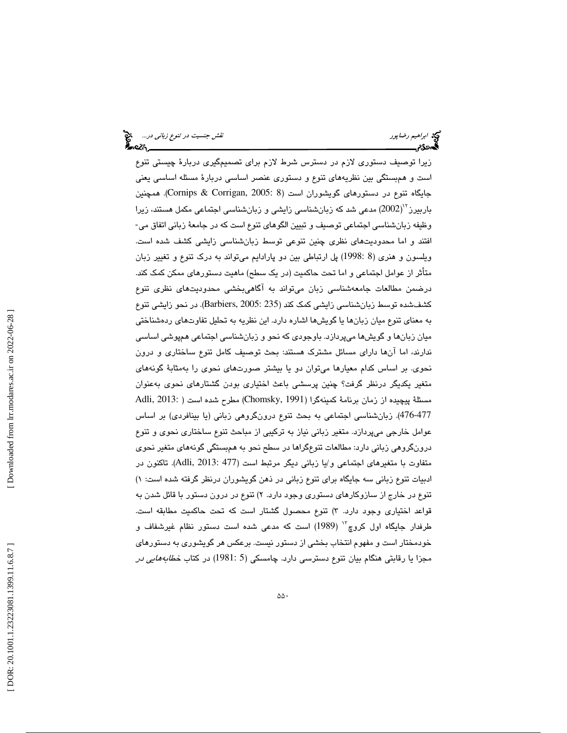زیرا توصیف دستوری لازم در دسترس شرط لازم برای تصمیم‌گیری دربارهٔ چیستی تنوع است و هم‌بستگی بین نظریه‌های تنوع و دستوری عنصر اساسی دربارهٔ مسئله اساسی یعنی جایگاه تنوع در دستورهای گویشوران است (Cornips & Corrigan, 2005: 8). همچنین باربیرز[12] (2002) مدعی شد که زبان‌شناسی زایشی و زبان‌شناسی اجتماعی مکمل هستند، زیرا وظیفه زبان‌شناسی اجتماعی توصیف و تبیین الگوهای تنوع است که در جامعهٔ زبانی اتفاق می‌افتند و اما محدودیت‌های نظری چنین تنوعی توسط زبان‌شناسی زایشی کشف شده است. ویلسون و هنری (1998: 8) پل ارتباطی بین دو پارادایم می‌تواند به درک تنوع و تغییر زبان متأثر از عوامل اجتماعی و اما تحت حاکمیت (در یک سطح) ماهیت دستورهای ممکن کمک کند. درضمن مطالعات جامعه‌شناسی زبان می‌تواند به آگاهی‌بخشی محدودیت‌های نظری تنوع کشف‌شده توسط زبان‌شناسی زایشی کمک کند (Barbiers, 2005: 235). در نحو زایشی تنوع به معنای تنوع میان زبان‌ها یا گویش‌ها اشاره دارد. این نظریه به تحلیل تفاوت‌های رده‌شناختی میان زبان‌ها و گویش‌ها می‌پردازد. باوجودی که نحو و زبان‌شناسی اجتماعی هم‌پوشی اساسی ندارند، اما آن‌ها دارای مسائل مشترک هستند: بحث توصیف کامل تنوع ساختاری و درون نحوی. بر اساس کدام معیارها می‌توان دو یا بیشتر صورت‌های نحوی را به‌مثابهٔ گونه‌های متغیر یکدیگر درنظر گرفت؟ چنین پرسشی باعث اختیاری بودن گشتارهای نحوی به‌عنوان مسئلهٔ پیچیده از زمان برنامهٔ کمینه‌گرا (Chomsky, 1991) مطرح شده است (Adli, 2013: 476-477). زبان‌شناسی اجتماعی به بحث تنوع درون‌گروهی زبانی (یا بینافردی) بر اساس عوامل خارجی می‌پردازد. متغیر زبانی نیاز به ترکیبی از مباحث تنوع ساختاری نحوی و تنوع درون‌گروهی زبانی دارد: مطالعات تنوع‌گراها در سطح نحو به هم‌بستگی گونه‌های متغیر نحوی متفاوت با متغیرهای اجتماعی و/یا زبانی دیگر مرتبط است (Adli, 2013: 477). تاکنون در ادبیات تنوع زبانی سه جایگاه برای تنوع زبانی در ذهن گویشوران درنظر گرفته شده است: ۱) تنوع در خارج از سازوکارهای دستوری وجود دارد. ۲) تنوع در درون دستور با قائل شدن به قواعد اختیاری وجود دارد. ۳) تنوع محصول گشتار است که تحت حاکمیت مطابقه است. طرفدار جایگاه اول کروچ[13] (1989) است که مدعی شده است دستور نظام غیرشفاف و خودمختار است و مفهوم انتخاب بخشی از دستور نیست. برعکس هر گویشوری به دستورهای مجزا یا رقابتی هنگام بیان تنوع دسترسی دارد. چامسکی (1981: 5) در کتاب *خطابه‌هایی در*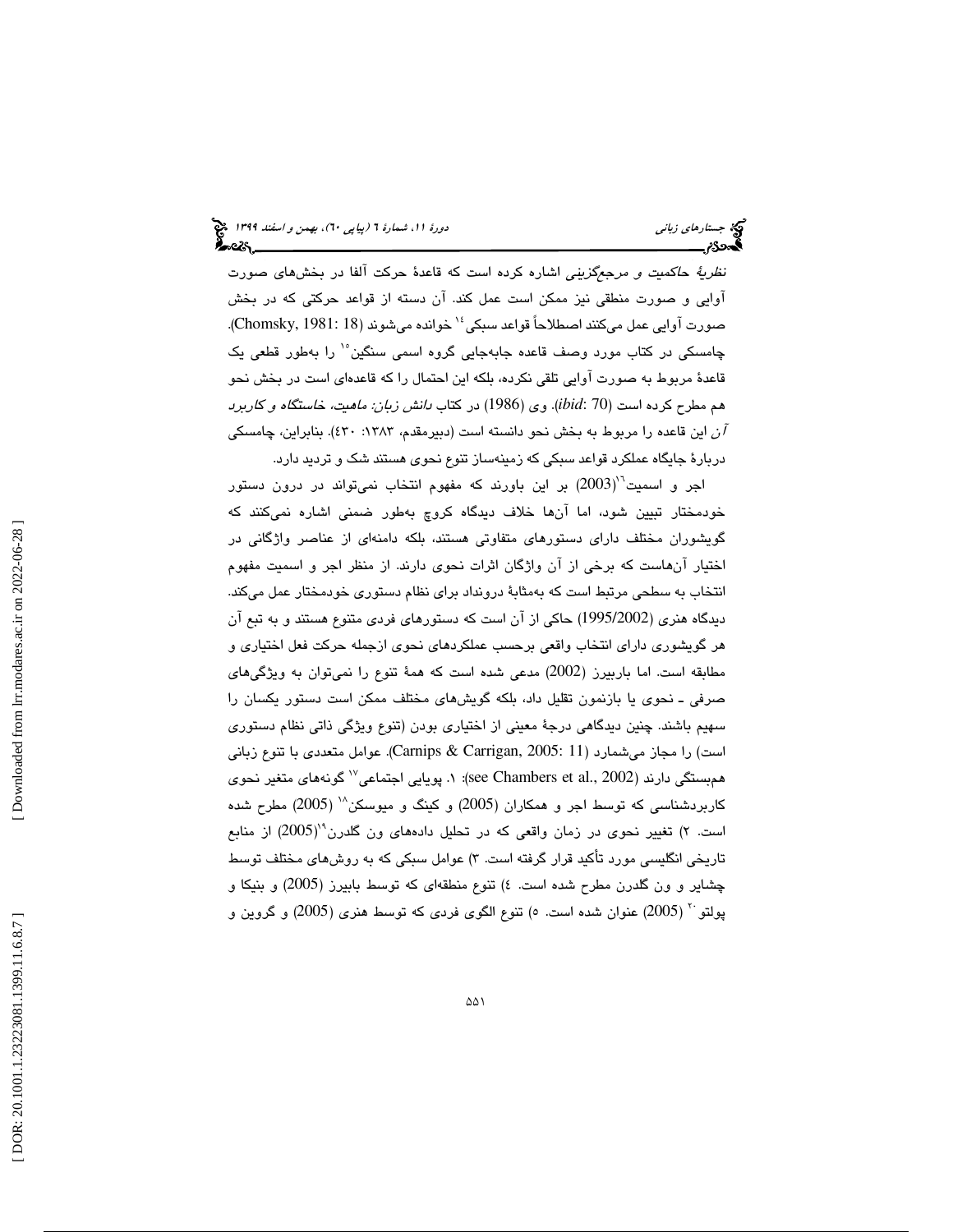*نظریهٔ حاکمیت و مرجع‌گزینی* اشاره کرده است که قاعدهٔ حرکت آلفا در بخش‌های صورت آوایی و صورت منطقی نیز ممکن است عمل کند. آن دسته از قواعد حرکتی که در بخش صورت آوایی عمل می‌کنند اصطلاحاً قواعد سبکی[14] خوانده می‌شوند (Chomsky, 1981: 18). چامسکی در کتاب مورد وصف قاعده جابه‌جایی گروه اسمی سنگین[15] را به‌طور قطعی یک قاعدهٔ مربوط به صورت آوایی تلقی نکرده، بلکه این احتمال را که قاعده‌ای است در بخش نحو هم مطرح کرده است (*ibid*: 70). وی (1986) در کتاب *دانش زبان: ماهیت، خاستگاه و کاربرد آن* این قاعده را مربوط به بخش نحو دانسته است (دبیرمقدم، ۱۳۸۳: ۴۳۰). بنابراین، چامسکی دربارهٔ جایگاه عملکرد قواعد سبکی که زمینه‌ساز تنوع نحوی هستند شک و تردید دارد.

اجر و اسمیت[16](2003) بر این باورند که مفهوم انتخاب نمی‌تواند در درون دستور خودمختار تبیین شود، اما آن‌ها خلاف دیدگاه کروچ به‌طور ضمنی اشاره نمی‌کنند که گویشوران مختلف دارای دستورهای متفاوتی هستند، بلکه دامنه‌ای از عناصر واژگانی در اختیار آن‌هاست که برخی از آن واژگان اثرات نحوی دارند. از منظر اجر و اسمیت مفهوم انتخاب به سطحی مرتبط است که به‌مثابهٔ درونداد برای نظام دستوری خودمختار عمل می‌کند. دیدگاه هنری (1995/2002) حاکی از آن است که دستورهای فردی متنوع هستند و به تبع آن هر گویشوری دارای انتخاب واقعی برحسب عملکردهای نحوی ازجمله حرکت فعل اختیاری و مطابقه است. اما باربیرز (2002) مدعی شده است که همهٔ تنوع را نمی‌توان به ویژگی‌های صرفی ـ نحوی یا بازنمون تقلیل داد، بلکه گویش‌های مختلف ممکن است دستور یکسان را سهیم باشند. چنین دیدگاهی درجهٔ معینی از اختیاری بودن (تنوع ویژگی ذاتی نظام دستوری است) را مجاز می‌شمارد (Carnips & Carrigan, 2005: 11). عوامل متعددی با تنوع زبانی هم‌بستگی دارند (see Chambers et al., 2002): ۱. پویایی اجتماعی[17] گونه‌های متغیر نحوی کاربردشناسی که توسط اجر و همکاران (2005) و کینگ و میوسکن[18] (2005) مطرح شده است. ۲) تغییر نحوی در زمان واقعی که در تحلیل داده‌های ون گلدرن[19](2005) از منابع تاریخی انگلیسی مورد تأکید قرار گرفته است. ۳) عوامل سبکی که به روش‌های مختلف توسط چشایر و ون گلدرن مطرح شده است. ٤) تنوع منطقه‌ای که توسط بابیرز (2005) و بنیکا و پولتو[20] (2005) عنوان شده است. ٥) تنوع الگوی فردی که توسط هنری (2005) و گروین و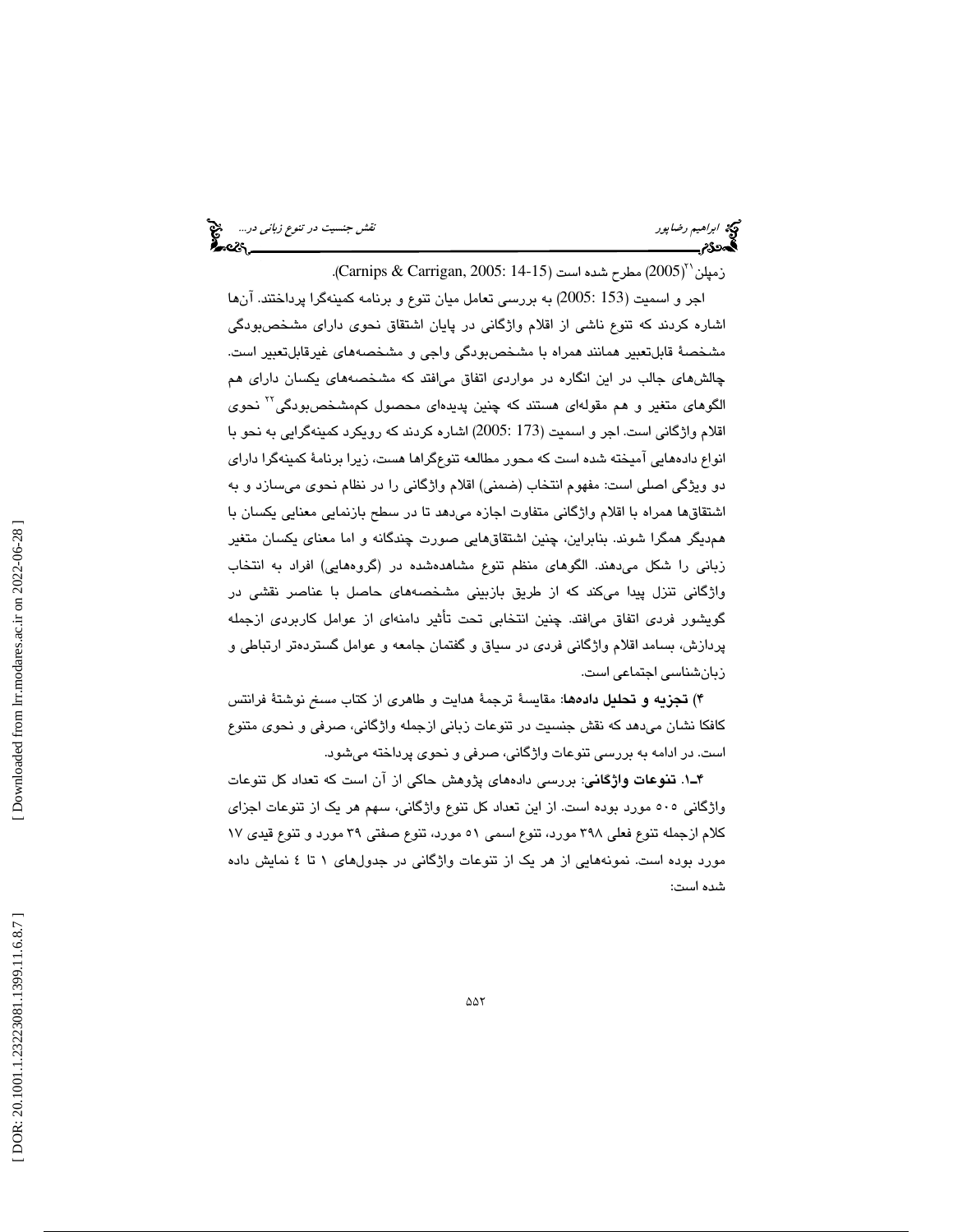زمپلن[21] (2005) مطرح شده است (Carnips & Carrigan, 2005: 14-15).

اجر و اسمیت (2005: 153) به بررسی تعامل میان تنوع و برنامه کمینه‌گرا پرداختند. آن‌ها اشاره کردند که تنوع ناشی از اقلام واژگانی در پایان اشتقاق نحوی دارای مشخص‌بودگی مشخصهٔ قابل‌تعبیر همانند همراه با مشخص‌بودگی واجی و مشخصه‌های غیرقابل‌تعبیر است. چالش‌های جالب در این انگاره در مواردی اتفاق می‌افتد که مشخصه‌های یکسان دارای هم الگوهای متغیر و هم مقوله‌ای هستند که چنین پدیده‌ای محصول کم‌مشخص‌بودگی[22] نحوی اقلام واژگانی است. اجر و اسمیت (2005: 173) اشاره کردند که رویکرد کمینه‌گرایی به نحو با انواع داده‌هایی آمیخته شده است که محور مطالعه تنوع‌گراها هست، زیرا برنامهٔ کمینه‌گرا دارای دو ویژگی اصلی است: مفهوم انتخاب (ضمنی) اقلام واژگانی را در نظام نحوی می‌سازد و به اشتقاق‌ها همراه با اقلام واژگانی متفاوت اجازه می‌دهد تا در سطح بازنمایی معنایی یکسان با هم‌دیگر همگرا شوند. بنابراین، چنین اشتقاق‌هایی صورت چندگانه و اما معنای یکسان متغیر زبانی را شکل می‌دهند. الگوهای منظم تنوع مشاهده‌شده در (گروه‌هایی) افراد به انتخاب واژگانی تنزل پیدا می‌کند که از طریق بازبینی مشخصه‌های حاصل با عناصر نقشی در گویشور فردی اتفاق می‌افتد. چنین انتخابی تحت تأثیر دامنه‌ای از عوامل کاربردی ازجمله پردازش، بسامد اقلام واژگانی فردی در سیاق و گفتمان جامعه و عوامل گسترده‌تر ارتباطی و زبان‌شناسی اجتماعی است.

**۴) تجزیه و تحلیل داده‌ها**: مقایسهٔ ترجمهٔ هدایت و طاهری از کتاب مسخ نوشتهٔ فرانتس کافکا نشان می‌دهد که نقش جنسیت در تنوعات زبانی ازجمله واژگانی، صرفی و نحوی متنوع است. در ادامه به بررسی تنوعات واژگانی، صرفی و نحوی پرداخته می‌شود.

**۴ـ۱. تنوعات واژگانی**: بررسی داده‌های پژوهش حاکی از آن است که تعداد کل تنوعات واژگانی ۵۰۵ مورد بوده است. از این تعداد کل تنوع واژگانی، سهم هر یک از تنوعات اجزای کلام ازجمله تنوع فعلی ۳۹۸ مورد، تنوع اسمی ۵۱ مورد، تنوع صفتی ۳۹ مورد و تنوع قیدی ۱۷ مورد بوده است. نمونه‌هایی از هر یک از تنوعات واژگانی در جدول‌های ۱ تا ٤ نمایش داده شده است: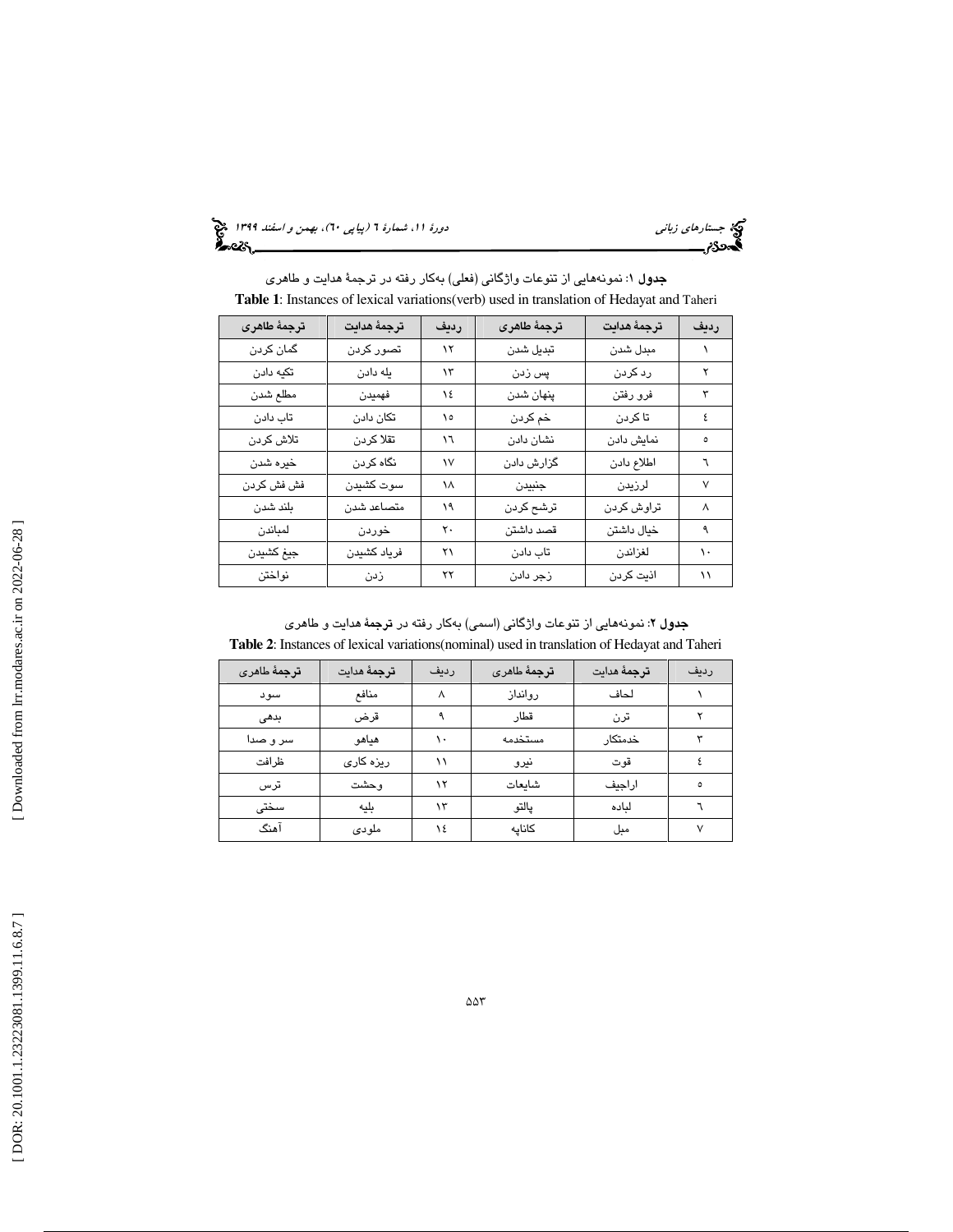**جدول ۱**: نمونه‌هایی از تنوعات واژگانی (فعلی) به‌کار رفته در ترجمهٔ هدایت و طاهری

**Table 1**: Instances of lexical variations(verb) used in translation of Hedayat and Taheri

| ردیف | ترجمهٔ هدایت | ترجمهٔ طاهری | ردیف | ترجمهٔ هدایت | ترجمهٔ طاهری |
|---|---|---|---|---|---|
| ۱ | مبدل شدن | تبدیل شدن | ۱۲ | تصور کردن | گمان کردن |
| ۲ | رد کردن | پس زدن | ۱۳ | یله دادن | تکیه دادن |
| ۳ | فرو رفتن | پنهان شدن | ۱٤ | فهمیدن | مطلع شدن |
| ٤ | تا کردن | خم کردن | ۱٥ | تکان دادن | تاب دادن |
| ٥ | نمایش دادن | نشان دادن | ۱٦ | تقلا کردن | تلاش کردن |
| ٦ | اطلاع دادن | گزارش دادن | ۱۷ | نگاه کردن | خیره شدن |
| ۷ | لرزیدن | جنبیدن | ۱۸ | سوت کشیدن | فش فش کردن |
| ۸ | تراوش کردن | ترشح کردن | ۱۹ | متصاعد شدن | بلند شدن |
| ۹ | خیال داشتن | قصد داشتن | ۲۰ | خوردن | لمباندن |
| ۱۰ | لغزاندن | تاب دادن | ۲۱ | فریاد کشیدن | جیغ کشیدن |
| ۱۱ | اذیت کردن | زجر دادن | ۲۲ | زدن | نواختن |

**جدول ۲**: نمونه‌هایی از تنوعات واژگانی (اسمی) به‌کار رفته در ترجمهٔ هدایت و طاهری

**Table 2**: Instances of lexical variations(nominal) used in translation of Hedayat and Taheri

| ردیف | ترجمهٔ هدایت | ترجمهٔ طاهری | ردیف | ترجمهٔ هدایت | ترجمهٔ طاهری |
|---|---|---|---|---|---|
| ۱ | لحاف | رواانداز | ۸ | منافع | سود |
| ۲ | ترن | قطار | ۹ | قرض | بدهی |
| ۳ | خدمتکار | مستخدمه | ۱۰ | هیاهو | سر و صدا |
| ٤ | قوت | نیرو | ۱۱ | ریزه کاری | ظرافت |
| ٥ | اراجیف | شایعات | ۱۲ | وحشت | ترس |
| ٦ | لباده | پالتو | ۱۳ | بلیه | سختی |
| ۷ | مبل | کاناپه | ۱٤ | ملودی | آهنگ |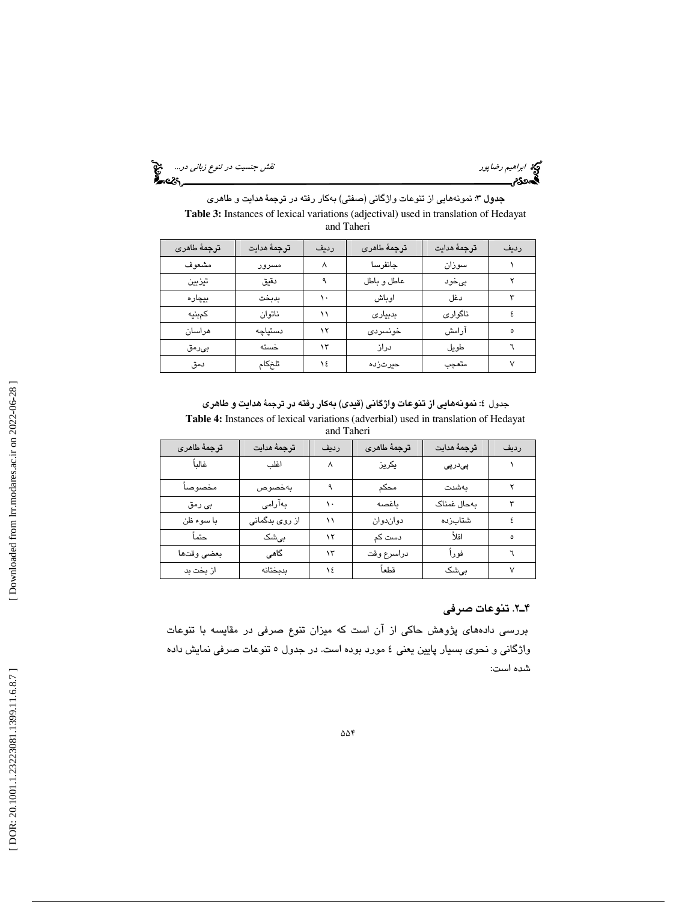**جدول ۳:** نمونه‌هایی از تنوعات واژگانی (صفتی) به‌کار رفته در **ترجمهٔ هدایت** و طاهری

**Table 3:** Instances of lexical variations (adjectival) used in translation of Hedayat and Taheri

| ردیف | ترجمهٔ هدایت | ترجمهٔ طاهری | ردیف | ترجمهٔ هدایت | ترجمهٔ طاهری |
|---|---|---|---|---|---|
| ۱ | سوزان | جانفرسا | ۸ | مسرور | مشعوف |
| ۲ | بی‌خود | عاطل و باطل | ۹ | دقیق | تیزبین |
| ۳ | دغل | اوباش | ۱۰ | بدبخت | بیچاره |
| ٤ | ناگواری | بدبیاری | ۱۱ | ناتوان | کم‌بنیه |
| ٥ | آرامش | خونسردی | ۱۲ | دستپاچه | هراسان |
| ٦ | طویل | دراز | ۱۳ | خسته | بی‌رمق |
| ۷ | متعجب | حیرت‌زده | ۱٤ | تلخ‌کام | دمق |

جدول ٤: **نمونه‌هایی از تنوعات واژگانی (قیدی) به‌کار رفته در ترجمهٔ هدایت و طاهری**

**Table 4:** Instances of lexical variations (adverbial) used in translation of Hedayat and Taheri

| ردیف | ترجمهٔ هدایت | ترجمهٔ طاهری | ردیف | ترجمهٔ هدایت | ترجمهٔ طاهری |
|---|---|---|---|---|---|
| ۱ | پی‌درپی | یکریز | ۸ | اغلب | غالباً |
| ۲ | به‌شدت | محکم | ۹ | به‌خصوص | مخصوصاً |
| ۳ | به‌حال غمناک | باغصه | ۱۰ | به‌آرامی | بی رمق |
| ٤ | شتاب‌زده | دوان‌دوان | ۱۱ | از روی بدگمانی | با سوء ظن |
| ٥ | اقلاً | دست کم | ۱۲ | بی‌شک | حتماً |
| ٦ | فوراً | دراسرع وقت | ۱۳ | گاهی | بعضی وقت‌ها |
| ۷ | بی‌شک | قطعاً | ۱٤ | بدبختانه | از بخت بد |

## ۴ـ۲. تنوعات صرفی

بررسی داده‌های پژوهش حاکی از آن است که میزان تنوع صرفی در مقایسه با تنوعات واژگانی و نحوی بسیار پایین یعنی ٤ مورد بوده است. در جدول ٥ تنوعات صرفی نمایش داده شده است: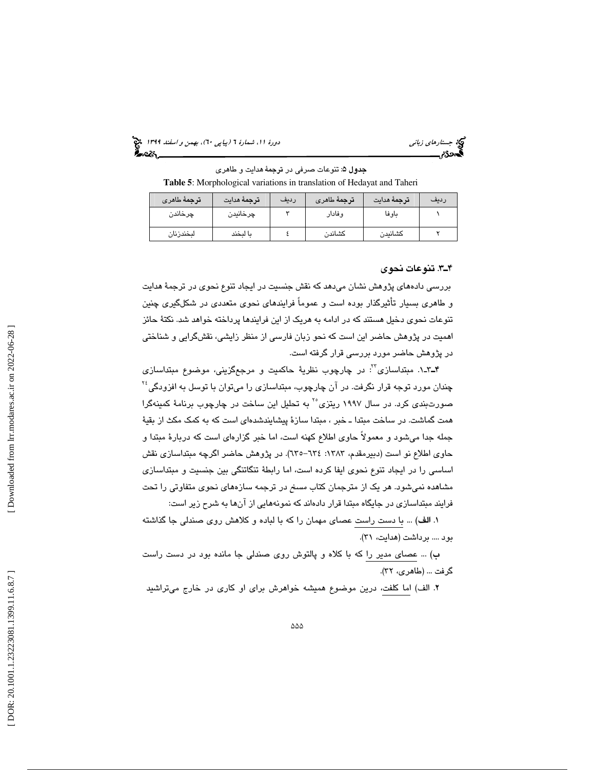جدول ۵: تنوعات صرفی در ترجمهٔ هدایت و طاهری

**Table 5**: Morphological variations in translation of Hedayat and Taheri

| ردیف | ترجمهٔ هدایت | ترجمهٔ طاهری | ردیف | ترجمهٔ هدایت | ترجمهٔ طاهری |
|---|---|---|---|---|---|
| ۱ | باوفا | وفادار | ۳ | چرخانیدن | چرخاندن |
| ۲ | کشانیدن | کشاندن | ٤ | با لبخند | لبخندزنان |

### ۴ـ۳. تنوعات نحوی

بررسی داده‌های پژوهش نشان می‌دهد که نقش جنسیت در ایجاد تنوع نحوی در ترجمهٔ هدایت و طاهری بسیار تأثیرگذار بوده است و عموماً فرایندهای نحوی متعددی در شکل‌گیری چنین تنوعات نحوی دخیل هستند که در ادامه به هریک از این فرایندها پرداخته خواهد شد. نکتهٔ حائز اهمیت در پژوهش حاضر این است که نحو زبان فارسی از منظر زایشی، نقش‌گرایی و شناختی در پژوهش حاضر مورد بررسی قرار گرفته است.

**۴ـ۳ـ۱.** مبتداسازی[23]: در چارچوب نظریهٔ حاکمیت و مرجع‌گزینی، موضوع مبتداسازی چندان مورد توجه قرار نگرفت. در آن چارچوب، مبتداسازی را می‌توان با توسل به افزودگی[24] صورت‌بندی کرد. در سال ۱۹۹۷ ریتزی[25] به تحلیل این ساخت در چارچوب برنامهٔ کمینه‌گرا همت گماشت. در ساخت مبتدا ـ خبر ، مبتدا سازهٔ پیشایندشده‌ای است که به کمک مکث از بقیهٔ جمله جدا می‌شود و معمولاً حاوی اطلاع کهنه است، اما خبر گزاره‌ای است که دربارهٔ مبتدا و حاوی اطلاع نو است (دبیرمقدم، ۱۳۸۳: ٦٣٤-٦٣٥). در پژوهش حاضر اگرچه مبتداسازی نقش اساسی را در ایجاد تنوع نحوی ایفا کرده است، اما رابطهٔ تنگاتنگی بین جنسیت و مبتداسازی مشاهده نمی‌شود. هر یک از مترجمان کتاب مسخ در ترجمه سازه‌های نحوی متفاوتی را تحت فرایند مبتداسازی در جایگاه مبتدا قرار داده‌اند که نمونه‌هایی از آن‌ها به شرح زیر است:

**۱. الف)** ... با دست راست عصای مهمان را که با لباده و کلاهش روی صندلی جا گذاشته بود .... برداشت (هدایت، ۳۱).

**ب)** ... عصای مدیر را که با کلاه و پالتوش روی صندلی جا مانده بود در دست راست گرفت ... (طاهری، ۳۲).

**۲.** الف) اما کلفت، درین موضوع همیشه خواهرش برای او کاری در خارج می‌تراشید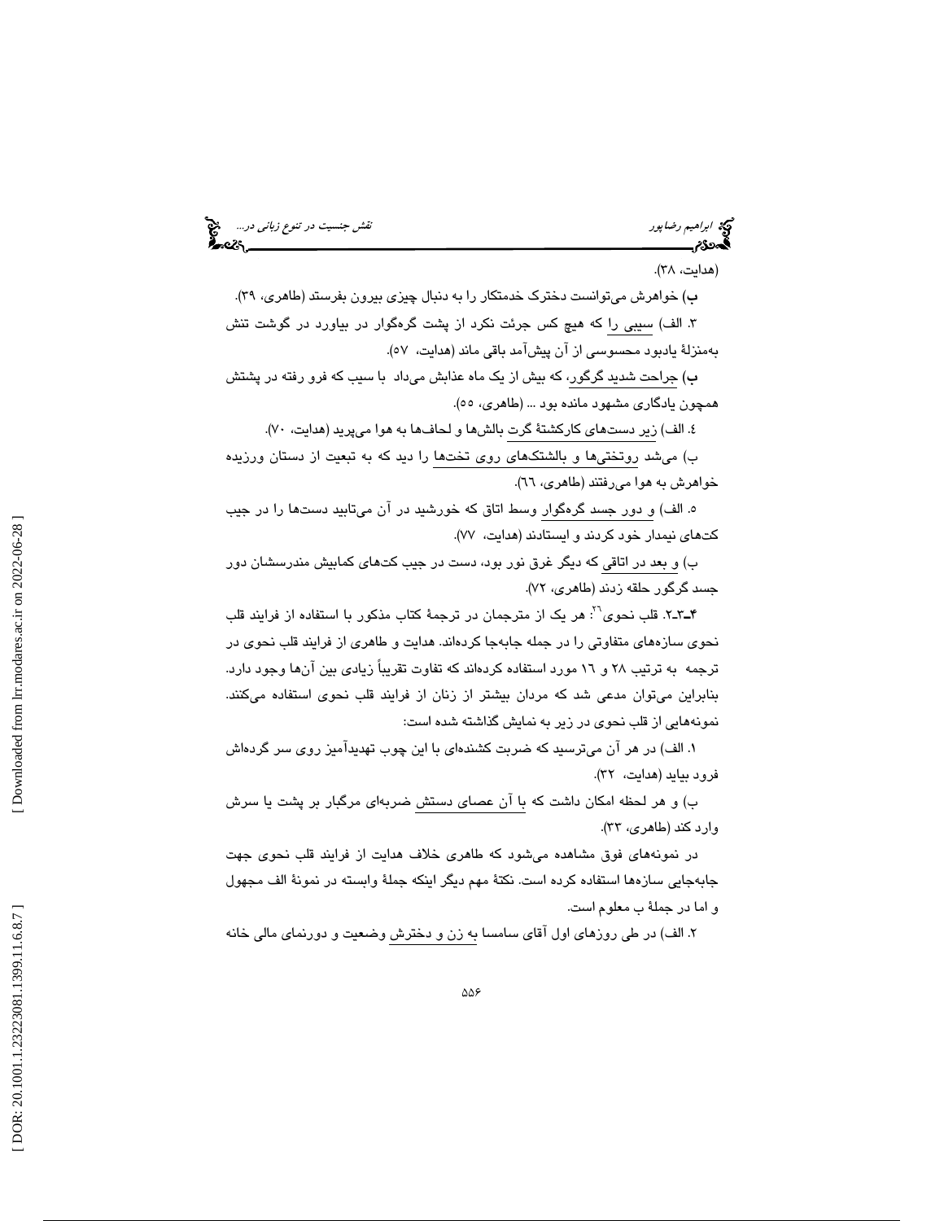(هدایت، ۳۸).

ب) خواهرش می‌توانست دخترک خدمتکار را به دنبال چیزی بیرون بفرستد (طاهری، ۳۹).

۳. الف) سیبی را که هیچ کس جرئت نکرد از پشت گره‌گوار در بیاورد در گوشت تنش به‌منزلهٔ یادبود محسوسی از آن پیش‌آمد باقی ماند (هدایت، ۵۷).

ب) جراحت شدید گرگور، که بیش از یک ماه عذابش می‌داد با سیب که فرو رفته در پشتش همچون یادگاری مشهود مانده بود ... (طاهری، ۵۵).

٤. الف) زیر دست‌های کارکشتهٔ گرت بالش‌ها و لحاف‌ها به هوا می‌پرید (هدایت، ۷۰).

ب) می‌شد روتختی‌ها و بالشتک‌های روی تخت‌ها را دید که به تبعیت از دستان ورزیده خواهرش به هوا می‌رفتند (طاهری، ٦٦).

٥. الف) و دور جسد گره‌گوار وسط اتاق که خورشید در آن می‌تابید دست‌ها را در جیب کت‌های نیمدار خود کردند و ایستادند (هدایت، ۷۷).

ب) و بعد در اتاقی که دیگر غرق نور بود، دست در جیب کت‌های کمابیش مندرسشان دور جسد گرگور حلقه زدند (طاهری، ۷۲).

**۴ـ۳ـ۲**. قلب نحوی[26]: هر یک از مترجمان در ترجمهٔ کتاب مذکور با استفاده از فرایند قلب نحوی سازه‌های متفاوتی را در جمله جابه‌جا کرده‌اند. هدایت و طاهری از فرایند قلب نحوی در ترجمه به ترتیب ۲۸ و ١٦ مورد استفاده کرده‌اند که تفاوت تقریباً زیادی بین آن‌ها وجود دارد. بنابراین می‌توان مدعی شد که مردان بیشتر از زنان از فرایند قلب نحوی استفاده می‌کنند. نمونه‌هایی از قلب نحوی در زیر به نمایش گذاشته شده است:

۱. الف) در هر آن می‌ترسید که ضربت کشنده‌ای با این چوب تهدیدآمیز روی سر گرده‌اش فرود بیاید (هدایت، ۳۲).

ب) و هر لحظه امکان داشت که با آن عصای دستش ضربه‌ای مرگبار بر پشت یا سرش وارد کند (طاهری، ۳۳).

در نمونه‌های فوق مشاهده می‌شود که طاهری خلاف هدایت از فرایند قلب نحوی جهت جابه‌جایی سازه‌ها استفاده کرده است. نکتهٔ مهم دیگر اینکه جملهٔ وابسته در نمونهٔ الف مجهول و اما در جملهٔ ب معلوم است.

۲. الف) در طی روزهای اول آقای سامسا به زن و دخترش وضعیت و دورنمای مالی خانه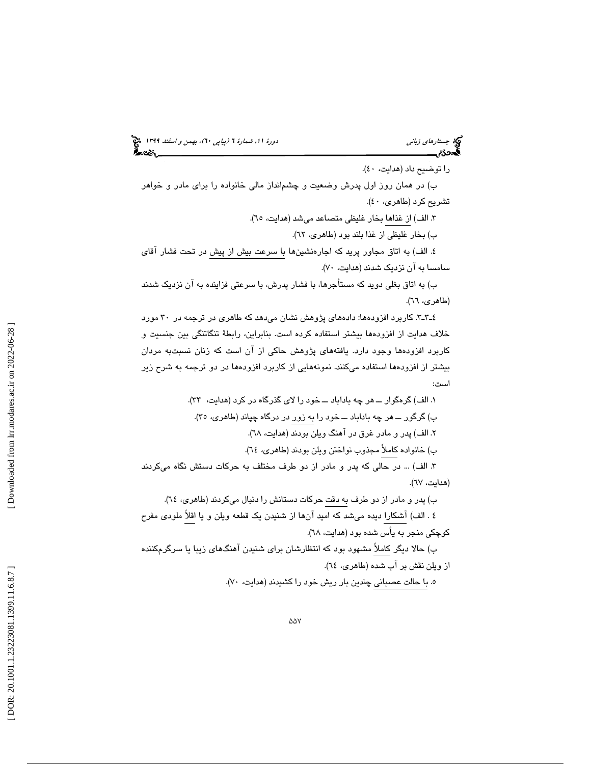را توضیح داد (هدایت، ٤٠).

ب) در همان روز اول پدرش وضعیت و چشم‌انداز مالی خانواده را برای مادر و خواهر تشریح کرد (طاهری، ٤٠).

٣. الف) از غذاها بخار غلیظی متصاعد می‌شد (هدایت، ٦٥).

ب) بخار غلیظی از غذا بلند بود (طاهری، ٦٢).

٤. الف) به اتاق مجاور پرید که اجاره‌نشین‌ها با سرعت بیش از پیش در تحت فشار آقای سامسا به آن نزدیک شدند (هدایت، ٧٠).

ب) به اتاق بغلی دوید که مستأجرها، با فشار پدرش، با سرعتی فزاینده به آن نزدیک شدند (طاهری، ٦٦).

٤ـ٣ـ٣. کاربرد افزوده‌ها: داده‌های پژوهش نشان می‌دهد که طاهری در ترجمه در ٣٠ مورد خلاف هدایت از افزوده‌ها بیشتر استفاده کرده است. بنابراین، رابطهٔ تنگاتنگی بین جنسیت و کاربرد افزوده‌ها وجود دارد. یافته‌های پژوهش حاکی از آن است که زنان نسبت‌به مردان بیشتر از افزوده‌ها استفاده می‌کنند. نمونه‌هایی از کاربرد افزوده‌ها در دو ترجمه به شرح زیر است:

١. الف) گره‌گوار ــ هر چه باداباد ــ خود را لای گذرگاه در کرد (هدایت، ٣٣).

ب) گرگور ــ هر چه باداباد ــ خود را به زور در درگاه چپاند (طاهری، ٣٥).

٢. الف) پدر و مادر غرق در آهنگ ویلن بودند (هدایت، ٦٨).

ب) خانواده کاملاً مجذوب نواختن ویلن بودند (طاهری، ٦٤).

٣. الف) ... در حالی که پدر و مادر از دو طرف مختلف به حرکات دستش نگاه می‌کردند (هدایت، ٦٧).

ب) پدر و مادر از دو طرف به دقت حرکات دستانش را دنبال می‌کردند (طاهری، ٦٤).

٤ . الف) آشکارا دیده می‌شد که امید آن‌ها از شنیدن یک قطعه ویلن و یا اقلاً ملودی مفرح کوچکی منجر به یأس شده بود (هدایت، ٦٨).

ب) حالا دیگر کاملاً مشهود بود که انتظارشان برای شنیدن آهنگ‌های زیبا یا سرگرم‌کننده از ویلن نقش بر آب شده (طاهری، ٦٤).

٥. با حالت عصبانی چندین بار ریش خود را کشیدند (هدایت، ٧٠).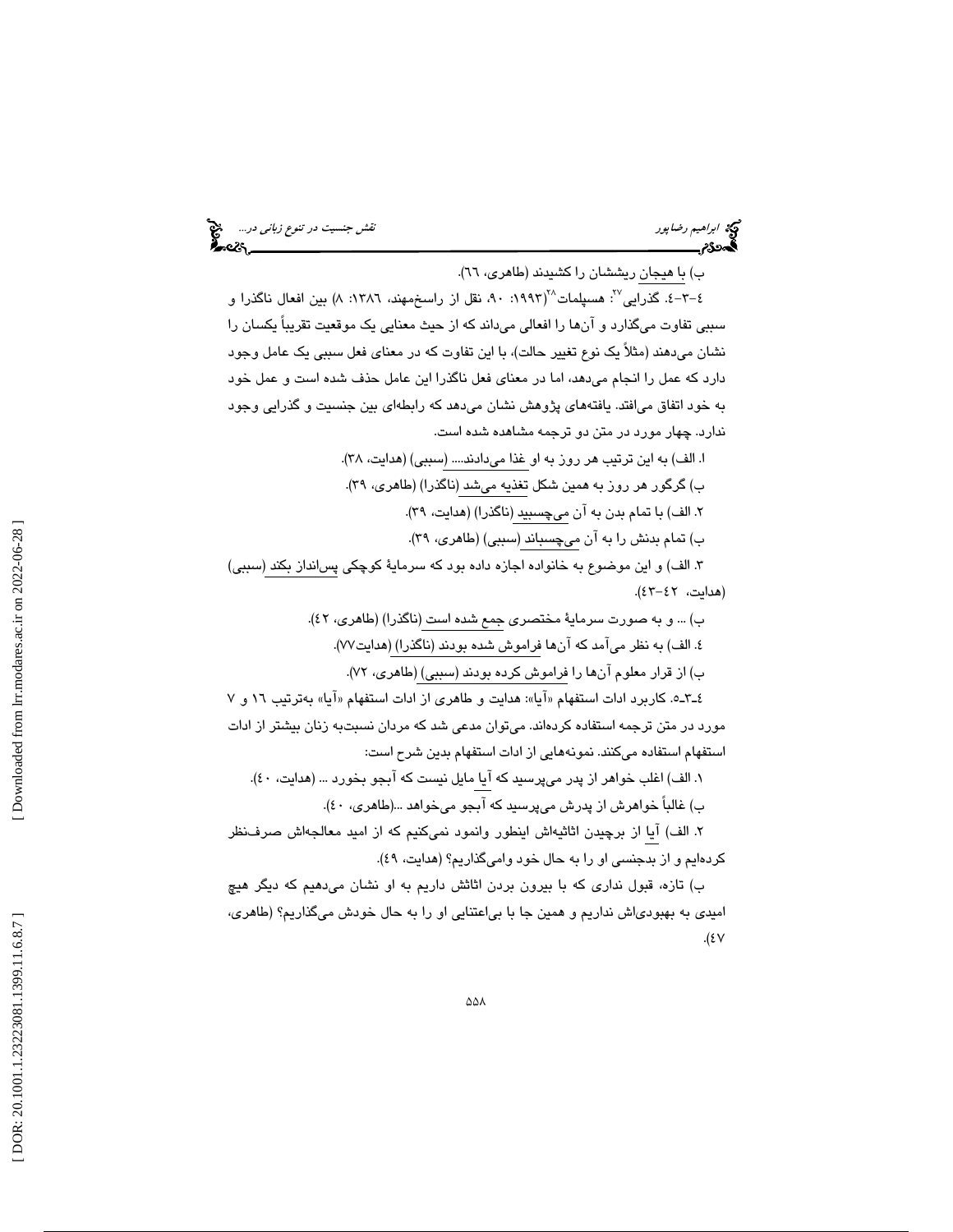ب) با هیجان ریششان را کشیدند (طاهری، ٦٦).

٤-٣-٤. گذرایی[27]: هسپلمات[28](١٩٩٣: ٩٠، نقل از راسخ‌مهند، ١٣٨٦: ٨) بین افعال ناگذرا و سببی تفاوت می‌گذارد و آن‌ها را افعالی می‌داند که از حیث معنایی یک موقعیت تقریباً یکسان را نشان می‌دهند (مثلاً یک نوع تغییر حالت)، با این تفاوت که در معنای فعل سببی یک عامل وجود دارد که عمل را انجام می‌دهد، اما در معنای فعل ناگذرا این عامل حذف شده است و عمل خود به خود اتفاق می‌افتد. یافته‌های پژوهش نشان می‌دهد که رابطه‌ای بین جنسیت و گذرایی وجود ندارد. چهار مورد در متن دو ترجمه مشاهده شده است.

١. الف) به این ترتیب هر روز به او غذا می‌دادند.... (سببی) (هدایت، ٣٨).

ب) گرگور هر روز به همین شکل تغذیه می‌شد (ناگذرا) (طاهری، ٣٩).

٢. الف) با تمام بدن به آن می‌چسبید (ناگذرا) (هدایت، ٣٩).

ب) تمام بدنش را به آن می‌چسباند (سببی) (طاهری، ٣٩).

٣. الف) و این موضوع به خانواده اجازه داده بود که سرمایهٔ کوچکی پس‌انداز بکند (سببی) (هدایت، ٤٢-٤٣).

ب) ... و به صورت سرمایهٔ مختصری جمع شده است (ناگذرا) (طاهری، ٤٢).

٤. الف) به نظر می‌آمد که آن‌ها فراموش شده بودند (ناگذرا) (هدایت٧٧).

ب) از قرار معلوم آن‌ها را فراموش کرده بودند (سببی) (طاهری، ٧٢).

٤-٣-٥. کاربرد ادات استفهام «آیا»: هدایت و طاهری از ادات استفهام «آیا» به‌ترتیب ١٦ و ٧ مورد در متن ترجمه استفاده کرده‌اند. می‌توان مدعی شد که مردان نسبت‌به زنان بیشتر از ادات استفهام استفاده می‌کنند. نمونه‌هایی از ادات استفهام بدین شرح است:

١. الف) اغلب خواهر از پدر می‌پرسید که آیا مایل نیست که آبجو بخورد ... (هدایت، ٤٠).

ب) غالباً خواهرش از پدرش می‌پرسید که آبجو می‌خواهد ...(طاهری، ٤٠).

٢. الف) آیا از برچیدن اثاثیه‌اش اینطور وانمود نمی‌کنیم که از امید معالجه‌اش صرف‌نظر کرده‌ایم و از بدجنسی او را به حال خود وامی‌گذاریم؟ (هدایت، ٤٩).

ب) تازه، قبول نداری که با بیرون بردن اثاثش داریم به او نشان می‌دهیم که دیگر هیچ امیدی به بهبودی‌اش نداریم و همین جا با بی‌اعتنایی او را به حال خودش می‌گذاریم؟ (طاهری، ٤٧).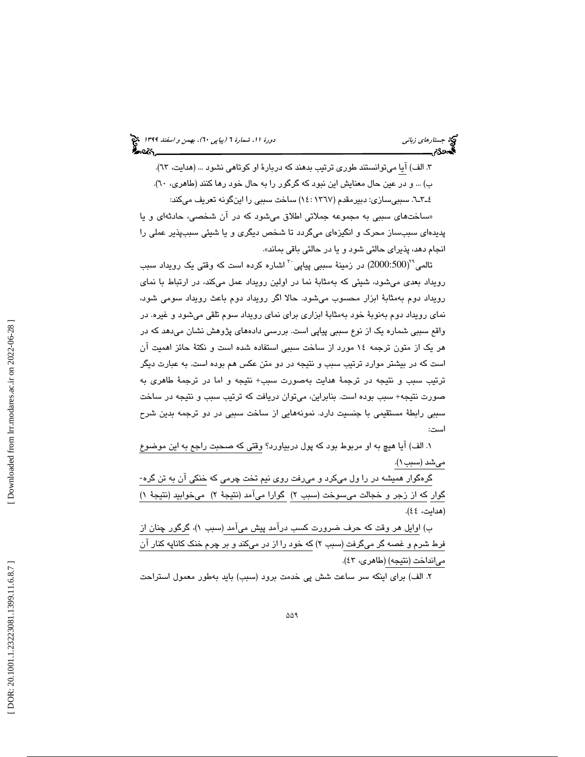۳. الف) آیا می‌توانستند طوری ترتیب بدهند که دربارهٔ او کوتاهی نشود ... (هدایت، ٦٣).

ب) ... و در عین حال معنایش این نبود که گرگور را به حال خود رها کنند (طاهری، ٦٠).

٤ـ٣ـ٦. سببی‌سازی: دبیرمقدم (١٣٦٧: ١٤) ساخت سببی را این‌گونه تعریف می‌کند:

«ساخت‌های سببی به مجموعه جملاتی اطلاق می‌شود که در آن شخصی، حادثه‌ای و یا پدیده‌ای سبب‌ساز محرک و انگیزه‌ای می‌گردد تا شخص دیگری و یا شیئی سبب‌پذیر عملی را انجام دهد، پذیرای حالتی شود و یا در حالتی باقی بماند».

تالمی[29](2000:500) در زمینهٔ سببی پیاپی[30] اشاره کرده است که وقتی یک رویداد سبب رویداد بعدی می‌شود، شیئی که به‌مثابهٔ نما در اولین رویداد عمل می‌کند، در ارتباط با نمای رویداد دوم به‌مثابهٔ ابزار محسوب می‌شود. حالا اگر رویداد دوم باعث رویداد سومی شود، نمای رویداد دوم به‌نوبهٔ خود به‌مثابهٔ ابزاری برای نمای رویداد سوم تلقی می‌شود و غیره. در واقع سببی شماره یک از نوع سببی پیاپی است. بررسی داده‌های پژوهش نشان می‌دهد که در هر یک از متون ترجمه ١٤ مورد از ساخت سببی استفاده شده است و نکتهٔ حائز اهمیت آن است که در بیشتر موارد ترتیب سبب و نتیجه در دو متن عکس هم بوده است. به عبارت دیگر ترتیب سبب و نتیجه در ترجمهٔ هدایت به‌صورت سبب+ نتیجه و اما در ترجمهٔ طاهری به صورت نتیجه+ سبب بوده است. بنابراین، می‌توان دریافت که ترتیب سبب و نتیجه در ساخت سببی رابطهٔ مستقیمی با جنسیت دارد. نمونه‌هایی از ساخت سببی در دو ترجمه بدین شرح است:

١. الف) آیا هیچ به او مربوط بود که پول دربیاورد؟ وقتی که صحبت راجع به این موضوع می‌شد (سبب ١).

گره‌گوار همیشه در را ول می‌کرد و می‌رفت روی نیم تخت چرمی که خنکی آن به تن گره‌گوار که از زجر و خجالت می‌سوخت (سبب ٢) گوارا می‌آمد (نتیجهٔ ٢) می‌خوابید (نتیجهٔ ١) (هدایت، ٤٤).

ب) اوایل هر وقت که حرف ضرورت کسب درآمد پیش می‌آمد (سبب ١)، گرگور چنان از فرط شرم و غصه گر می‌گرفت (سبب ٢) که خود را از در می‌کند و بر چرم خنک کاناپه کنار آن می‌انداخت (نتیجه) (طاهری، ٤٣).

٢. الف) برای اینکه سر ساعت شش پی خدمت برود (سبب) باید به‌طور معمول استراحت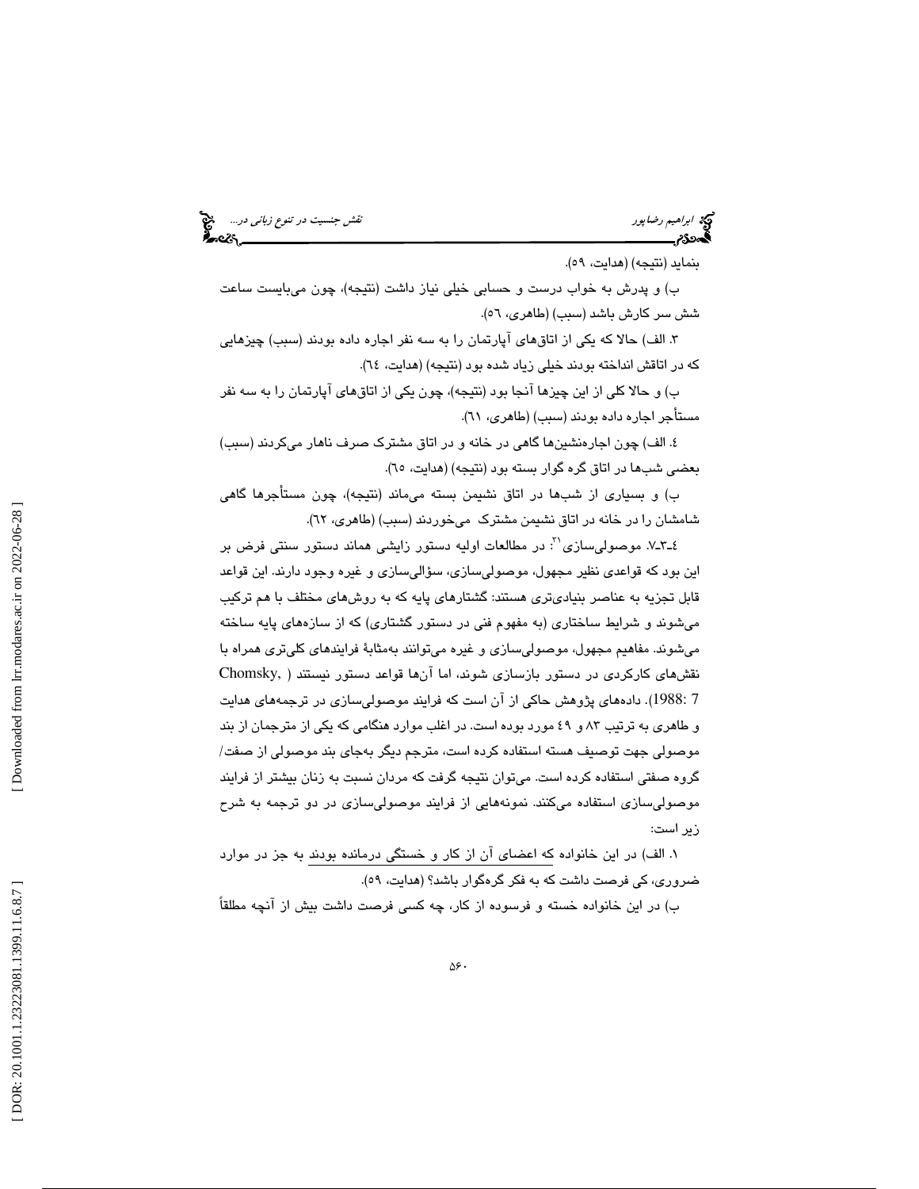بنماید (نتیجه) (هدایت، ٥٩).

ب) و پدرش به خواب درست و حسابی خیلی نیاز داشت (نتیجه)، چون می‌بایست ساعت شش سر کارش باشد (سبب) (طاهری، ٥٦).

٣. الف) حالا که یکی از اتاق‌های آپارتمان را به سه نفر اجاره داده بودند (سبب) چیزهایی که در اتاقش انداخته بودند خیلی زیاد شده بود (نتیجه) (هدایت، ٦٤).

ب) و حالا کلی از این چیزها آنجا بود (نتیجه)، چون یکی از اتاق‌های آپارتمان را به سه نفر مستأجر اجاره داده بودند (سبب) (طاهری، ٦١).

٤. الف) چون اجاره‌نشین‌ها گاهی در خانه و در اتاق مشترک صرف ناهار می‌کردند (سبب) بعضی شب‌ها در اتاق گره گوار بسته بود (نتیجه) (هدایت، ٦٥).

ب) و بسیاری از شب‌ها در اتاق نشیمن بسته می‌ماند (نتیجه)، چون مستأجرها گاهی شامشان را در خانه در اتاق نشیمن مشترک می‌خوردند (سبب) (طاهری، ٦٢).

٤-٣-٧. موصولی‌سازی[٣١]: در مطالعات اولیه دستور زایشی همانند دستور سنتی فرض بر این بود که قواعدی نظیر مجهول، موصولی‌سازی، سؤالی‌سازی و غیره وجود دارند. این قواعد قابل تجزیه به عناصر بنیادی‌تری هستند: گشتارهای پایه که به روش‌های مختلف با هم ترکیب می‌شوند و شرایط ساختاری (به مفهوم فنی در دستور گشتاری) که از سازه‌های پایه ساخته می‌شوند. مفاهیم مجهول، موصولی‌سازی و غیره می‌توانند به‌مثابهٔ فرایندهای کلی‌تری همراه با نقش‌های کارکردی در دستور بازسازی شوند، اما آن‌ها قواعد دستور نیستند (Chomsky, 1988: 7). داده‌های پژوهش حاکی از آن است که فرایند موصولی‌سازی در ترجمه‌های هدایت و طاهری به ترتیب ٨٣ و ٤٩ مورد بوده است. در اغلب موارد هنگامی که یکی از مترجمان از بند موصولی جهت توصیف هسته استفاده کرده است، مترجم دیگر به‌جای بند موصولی از صفت/ گروه صفتی استفاده کرده است. می‌توان نتیجه گرفت که مردان نسبت به زنان بیشتر از فرایند موصولی‌سازی استفاده می‌کنند. نمونه‌هایی از فرایند موصولی‌سازی در دو ترجمه به شرح زیر است:

١. الف) در این خانواده که اعضای آن از کار و خستگی درمانده بودند به جز در موارد ضروری، کی فرصت داشت که به فکر گره‌گوار باشد؟ (هدایت، ٥٩).

ب) در این خانواده خسته و فرسوده از کار، چه کسی فرصت داشت بیش از آنچه مطلقاً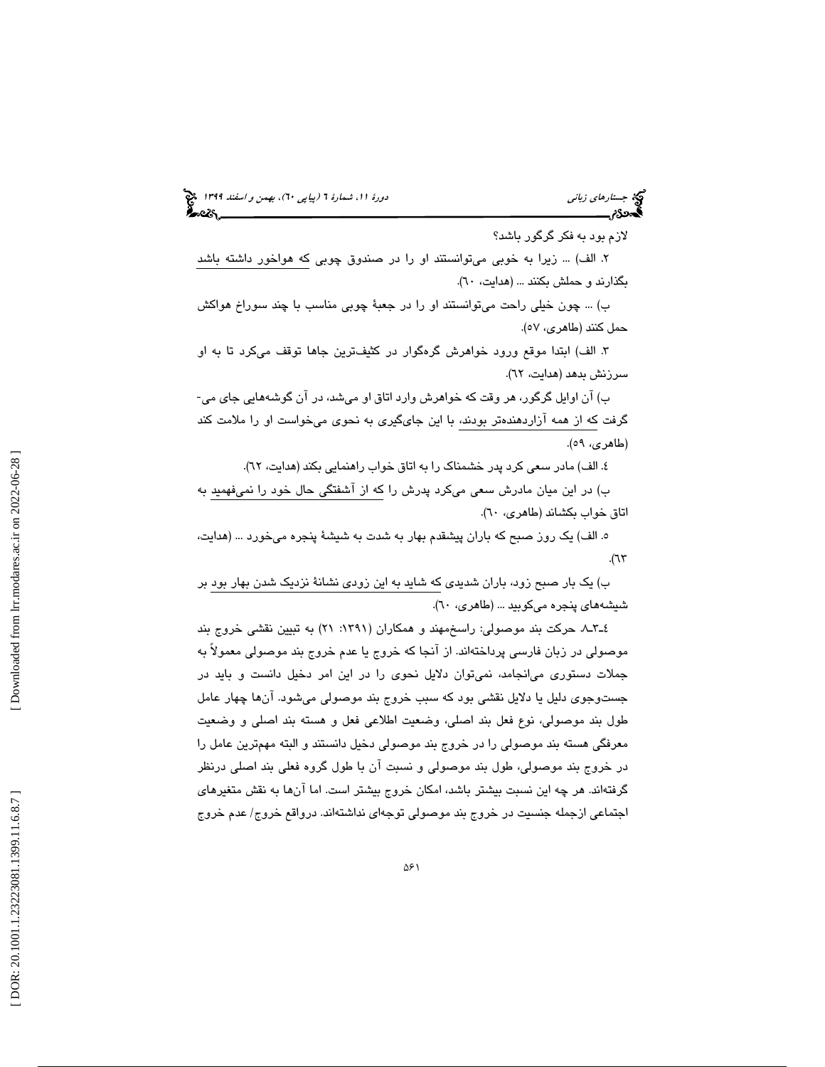لازم بود به فکر گرگور باشد؟

۲. الف) ... زیرا به خوبی می‌توانستند او را در صندوق چوبی که هواخور داشته باشد بگذارند و حملش بکنند ... (هدایت، ٦٠).

ب) ... چون خیلی راحت می‌توانستند او را در جعبهٔ چوبی مناسب با چند سوراخ هواکش حمل کنند (طاهری، ٥٧).

۳. الف) ابتدا موقع ورود خواهرش گره‌گوار در کثیف‌ترین جاها توقف می‌کرد تا به او سرزنش بدهد (هدایت، ٦٢).

ب) آن اوایل گرگور، هر وقت که خواهرش وارد اتاق او می‌شد، در آن گوشه‌هایی جای می-گرفت که از همه آزاردهنده‌تر بودند، با این جای‌گیری به نحوی می‌خواست او را ملامت کند (طاهری، ٥٩).

٤. الف) مادر سعی کرد پدر خشمناک را به اتاق خواب راهنمایی بکند (هدایت، ٦٢).

ب) در این میان مادرش سعی می‌کرد پدرش را که از آشفتگی حال خود را نمی‌فهمید به اتاق خواب بکشاند (طاهری، ٦٠).

٥. الف) یک روز صبح که باران پیشقدم بهار به شدت به شیشهٔ پنجره می‌خورد ... (هدایت، ٦٣).

ب) یک بار صبح زود، باران شدیدی که شاید به این زودی نشانهٔ نزدیک شدن بهار بود بر شیشه‌های پنجره می‌کوبید ... (طاهری، ٦٠).

٤ـ٣ـ٨. حرکت بند موصولی: راسخ‌مهند و همکاران (١٣٩١: ٢١) به تبیین نقشی خروج بند موصولی در زبان فارسی پرداخته‌اند. از آنجا که خروج یا عدم خروج بند موصولی معمولاً به جملات دستوری می‌انجامد، نمی‌توان دلایل نحوی را در این امر دخیل دانست و باید در جست‌وجوی دلیل یا دلایل نقشی بود که سبب خروج بند موصولی می‌شود. آن‌ها چهار عامل طول بند موصولی، نوع فعل بند اصلی، وضعیت اطلاعی فعل و هسته بند اصلی و وضعیت معرفگی هسته بند موصولی را در خروج بند موصولی دخیل دانستند و البته مهم‌ترین عامل را در خروج بند موصولی، طول بند موصولی و نسبت آن با طول گروه فعلی بند اصلی درنظر گرفته‌اند. هر چه این نسبت بیشتر باشد، امکان خروج بیشتر است. اما آن‌ها به نقش متغیرهای اجتماعی ازجمله جنسیت در خروج بند موصولی توجه‌ای نداشته‌اند. درواقع خروج/ عدم خروج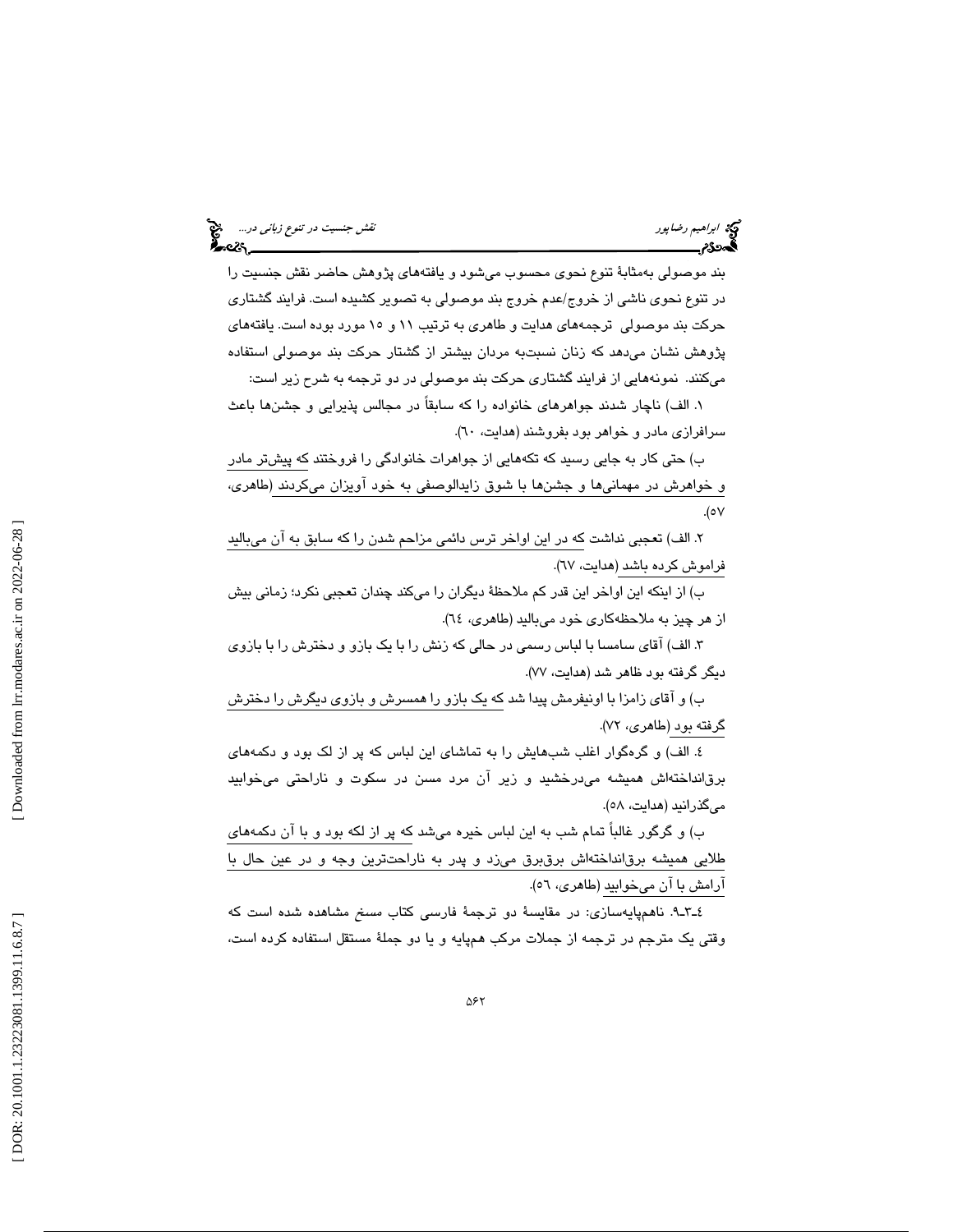بند موصولی به‌مثابهٔ تنوع نحوی محسوب می‌شود و یافته‌های پژوهش حاضر نقش جنسیت را در تنوع نحوی ناشی از خروج/عدم خروج بند موصولی به تصویر کشیده است. فرایند گشتاری حرکت بند موصولی ترجمه‌های هدایت و طاهری به ترتیب ۱۱ و ۱۵ مورد بوده است. یافته‌های پژوهش نشان می‌دهد که زنان نسبت‌به مردان بیشتر از گشتار حرکت بند موصولی استفاده می‌کنند. نمونه‌هایی از فرایند گشتاری حرکت بند موصولی در دو ترجمه به شرح زیر است:

۱. الف) ناچار شدند جواهرهای خانواده را که سابقاً در مجالس پذیرایی و جشن‌ها باعث سرافرازی مادر و خواهر بود بفروشند (هدایت، ٦٠).

ب) حتی کار به جایی رسید که تکه‌هایی از جواهرات خانوادگی را فروختند که پیش‌تر مادر و خواهرش در مهمانی‌ها و جشن‌ها با شوق زایدالوصفی به خود آویزان می‌کردند (طاهری، ٥٧).

۲. الف) تعجبی نداشت که در این اواخر ترس دائمی مزاحم شدن را که سابق به آن می‌بالید فراموش کرده باشد (هدایت، ٦٧).

ب) از اینکه این اواخر این قدر کم ملاحظهٔ دیگران را می‌کند چندان تعجبی نکرد؛ زمانی بیش از هر چیز به ملاحظه‌کاری خود می‌بالید (طاهری، ٦٤).

۳. الف) آقای سامسا با لباس رسمی در حالی که زنش را با یک بازو و دخترش را با بازوی دیگر گرفته بود ظاهر شد (هدایت، ۷۷).

ب) و آقای زامزا با اونیفرمش پیدا شد که یک بازو را همسرش و بازوی دیگرش را دخترش گرفته بود (طاهری، ۷۲).

٤. الف) و گره‌گوار اغلب شب‌هایش را به تماشای این لباس که پر از لک بود و دکمه‌های برق‌انداخته‌اش همیشه می‌درخشید و زیر آن مرد مسن در سکوت و ناراحتی می‌خوابید می‌گذرانید (هدایت، ٥٨).

ب) و گرگور غالباً تمام شب به این لباس خیره می‌شد که پر از لکه بود و با آن دکمه‌های طلایی همیشه برق‌انداخته‌اش برق‌برق می‌زد و پدر به ناراحت‌ترین وجه و در عین حال با آرامش با آن می‌خوابید (طاهری، ٥٦).

٤ـ۳ـ۹. ناهم‌پایه‌سازی: در مقایسهٔ دو ترجمهٔ فارسی کتاب مسخ مشاهده شده است که وقتی یک مترجم در ترجمه از جملات مرکب هم‌پایه و یا دو جملهٔ مستقل استفاده کرده است،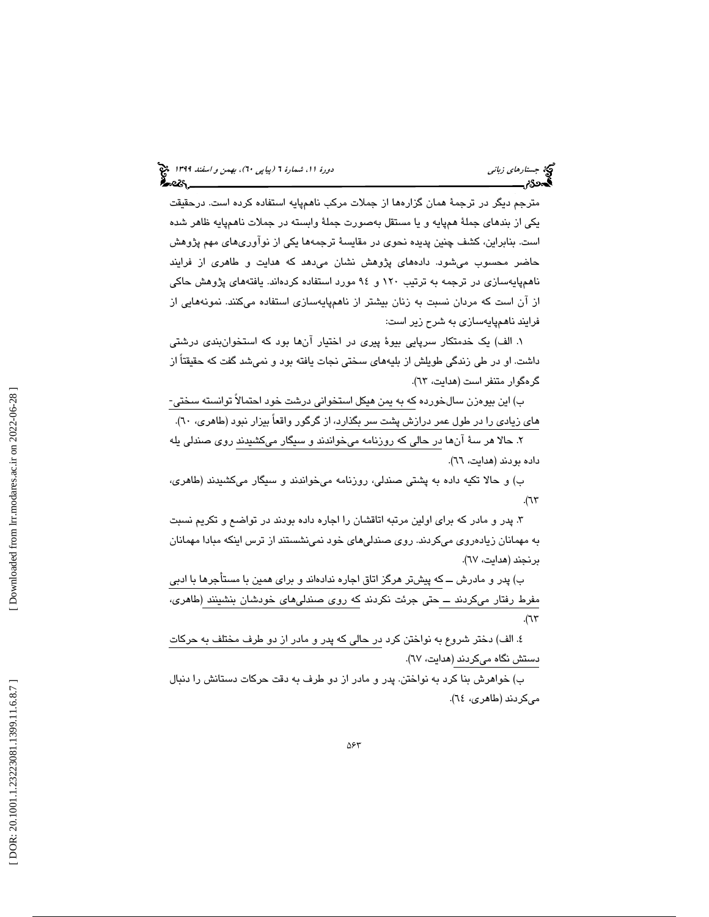مترجم دیگر در ترجمهٔ همان گزاره‌ها از جملات مرکب ناهم‌پایه استفاده کرده است. درحقیقت یکی از بندهای جملهٔ هم‌پایه و یا مستقل به‌صورت جملهٔ وابسته در جملات ناهم‌پایه ظاهر شده است. بنابراین، کشف چنین پدیده نحوی در مقایسهٔ ترجمه‌ها یکی از نوآوری‌های مهم پژوهش حاضر محسوب می‌شود. داده‌های پژوهش نشان می‌دهد که هدایت و طاهری از فرایند ناهم‌پایه‌سازی در ترجمه به ترتیب ۱۲۰ و ۹۴ مورد استفاده کرده‌اند. یافته‌های پژوهش حاکی از آن است که مردان نسبت به زنان بیشتر از ناهم‌پایه‌سازی استفاده می‌کنند. نمونه‌هایی از فرایند ناهم‌پایه‌سازی به شرح زیر است:

۱. الف) یک خدمتکار سرپایی بیوهٔ پیری در اختیار آن‌ها بود که استخوان‌بندی درشتی داشت. او در طی زندگی طویلش از بلیه‌های سختی نجات یافته بود و نمی‌شد گفت که حقیقتاً از گره‌گوار متنفر است (هدایت، ٦٣).

ب) این بیوه‌زن سال‌خورده که به یمن هیکل استخوانی درشت خود احتمالاً توانسته سختی‌-های زیادی را در طول عمر درازش پشت سر بگذارد، از گرگور واقعاً بیزار نبود (طاهری، ٦٠).

۲. حالا هر سهٔ آن‌ها در حالی که روزنامه می‌خواندند و سیگار می‌کشیدند روی صندلی یله داده بودند (هدایت، ٦٦).

ب) و حالا تکیه داده به پشتی صندلی، روزنامه می‌خواندند و سیگار می‌کشیدند (طاهری، ٦٣).

۳. پدر و مادر که برای اولین مرتبه اتاقشان را اجاره داده بودند در تواضع و تکریم نسبت به مهمانان زیاده‌روی می‌کردند. روی صندلی‌های خود نمی‌نشستند از ترس اینکه مبادا مهمانان برنجند (هدایت، ٦٧).

ب) پدر و مادرش ــ که پیش‌تر هرگز اتاق اجاره نداده‌اند و برای همین با مستأجرها با ادبی مفرط رفتار می‌کردند ــ حتی جرئت نکردند که روی صندلی‌های خودشان بنشینند (طاهری، ٦٣).

٤. الف) دختر شروع به نواختن کرد در حالی که پدر و مادر از دو طرف مختلف به حرکات دستش نگاه می‌کردند (هدایت، ٦٧).

ب) خواهرش بنا کرد به نواختن. پدر و مادر از دو طرف به دقت حرکات دستانش را دنبال می‌کردند (طاهری، ٦٤).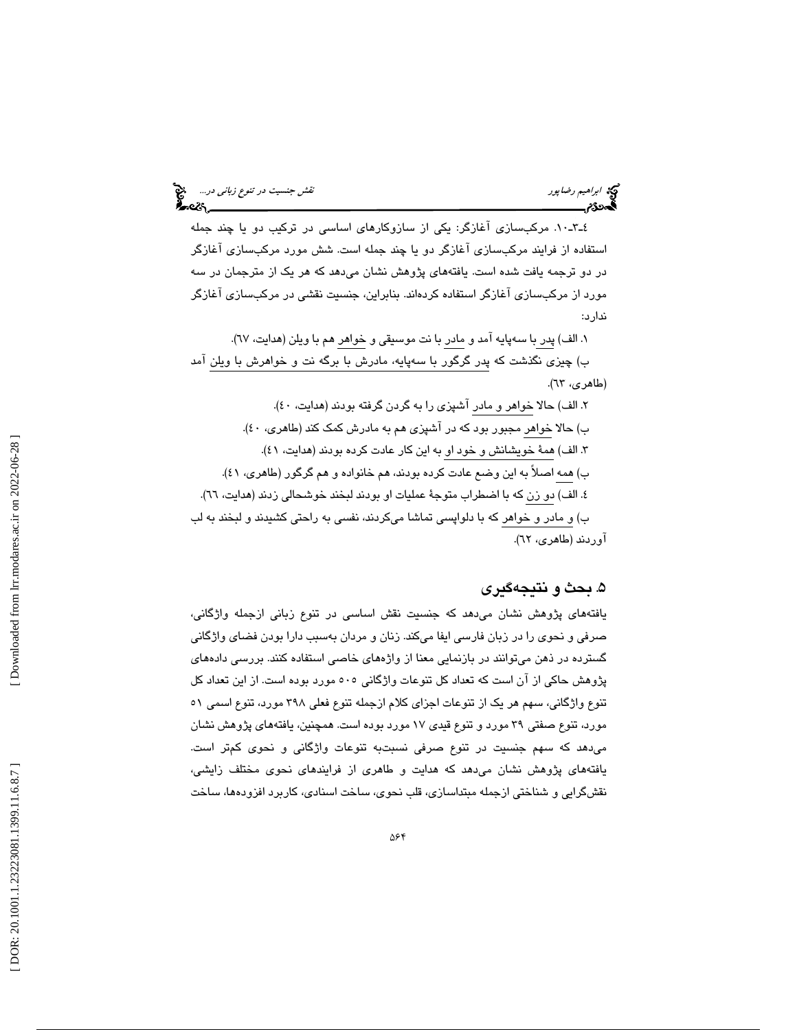٤-٣-١٠. مرکب‌سازی آغازگر: یکی از سازوکارهای اساسی در ترکیب دو یا چند جمله استفاده از فرایند مرکب‌سازی آغازگر دو یا چند جمله است. شش مورد مرکب‌سازی آغازگر در دو ترجمه یافت شده است. یافته‌های پژوهش نشان می‌دهد که هر یک از مترجمان در سه مورد از مرکب‌سازی آغازگر استفاده کرده‌اند. بنابراین، جنسیت نقشی در مرکب‌سازی آغازگر ندارد:

١. الف) پدر با سه‌پایه آمد و مادر با نت موسیقی و خواهر هم با ویلن (هدایت، ٦٧).

ب) چیزی نگذشت که پدر گرگور با سه‌پایه، مادرش با برگه نت و خواهرش با ویلن آمد (طاهری، ٦٣).

٢. الف) حالا خواهر و مادر آشپزی را به گردن گرفته بودند (هدایت، ٤٠).

ب) حالا خواهر مجبور بود که در آشپزی هم به مادرش کمک کند (طاهری، ٤٠).

٣. الف) همهٔ خویشانش و خود او به این کار عادت کرده بودند (هدایت، ٤١).

ب) همه اصلاً به این وضع عادت کرده بودند، هم خانواده و هم گرگور (طاهری، ٤١).

٤. الف) دو زن که با اضطراب متوجهٔ عملیات او بودند لبخند خوشحالی زدند (هدایت، ٦٦).

ب) و مادر و خواهر که با دلواپسی تماشا می‌کردند، نفسی به راحتی کشیدند و لبخند به لب آوردند (طاهری، ٦٢).

## ٥. بحث و نتیجه‌گیری

یافته‌های پژوهش نشان می‌دهد که جنسیت نقش اساسی در تنوع زبانی ازجمله واژگانی، صرفی و نحوی را در زبان فارسی ایفا می‌کند. زنان و مردان به‌سبب دارا بودن فضای واژگانی گسترده در ذهن می‌توانند در بازنمایی معنا از واژه‌های خاصی استفاده کنند. بررسی داده‌های پژوهش حاکی از آن است که تعداد کل تنوعات واژگانی ٥٠٥ مورد بوده است. از این تعداد کل تنوع واژگانی، سهم هر یک از تنوعات اجزای کلام ازجمله تنوع فعلی ٣٩٨ مورد، تنوع اسمی ٥١ مورد، تنوع صفتی ٣٩ مورد و تنوع قیدی ١٧ مورد بوده است. همچنین، یافته‌های پژوهش نشان می‌دهد که سهم جنسیت در تنوع صرفی نسبت‌به تنوعات واژگانی و نحوی کم‌تر است. یافته‌های پژوهش نشان می‌دهد که هدایت و طاهری از فرایندهای نحوی مختلف زایشی، نقش‌گرایی و شناختی ازجمله مبتداسازی، قلب نحوی، ساخت اسنادی، کاربرد افزوده‌ها، ساخت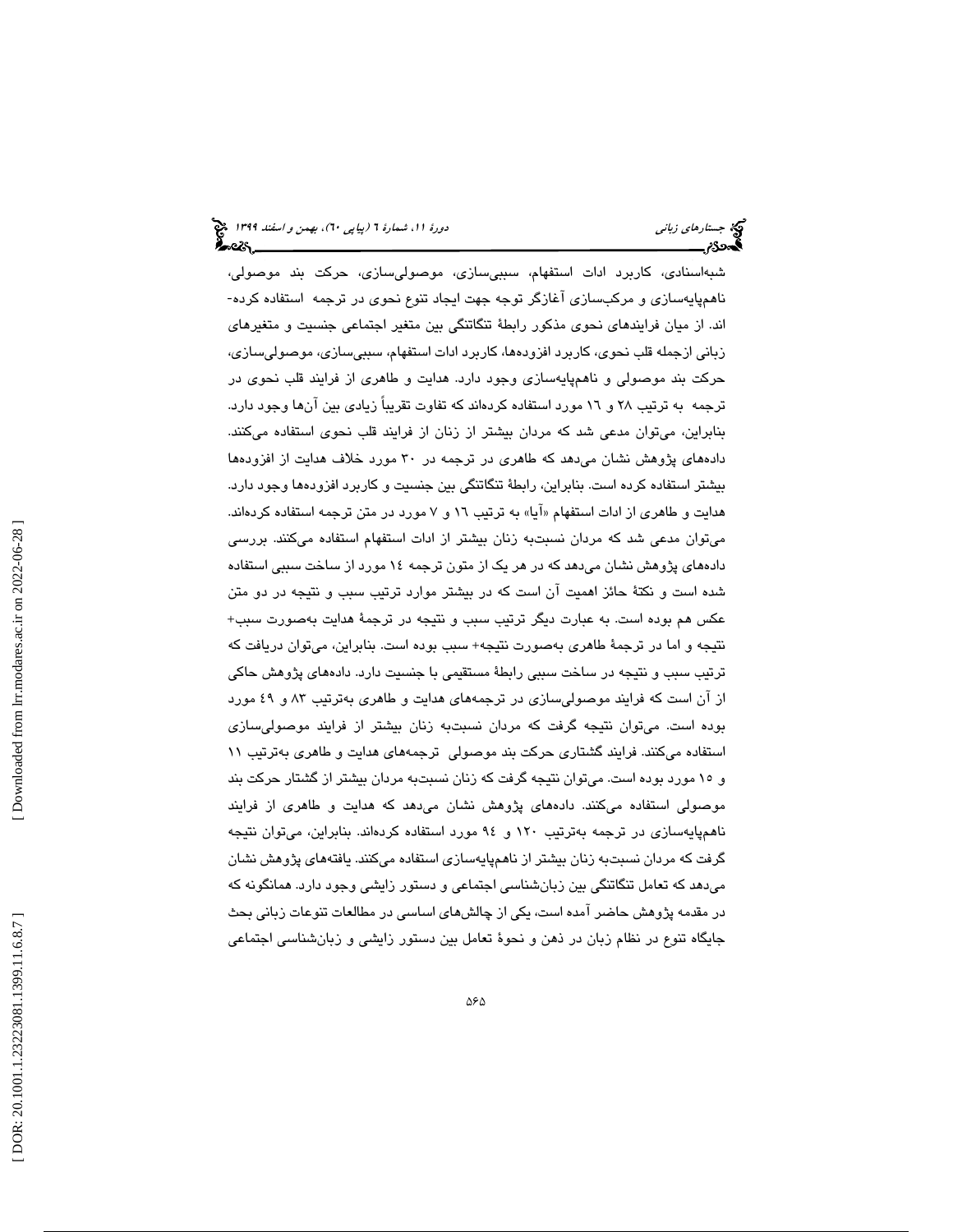شبه‌اسنادی، کاربرد ادات استفهام، سببی‌سازی، موصولی‌سازی، حرکت بند موصولی، ناهم‌پایه‌سازی و مرکب‌سازی آغازگر توجه جهت ایجاد تنوع نحوی در ترجمه استفاده کرده‌اند. از میان فرایندهای نحوی مذکور رابطهٔ تنگاتنگی بین متغیر اجتماعی جنسیت و متغیرهای زبانی ازجمله قلب نحوی، کاربرد افزوده‌ها، کاربرد ادات استفهام، سببی‌سازی، موصولی‌سازی، حرکت بند موصولی و ناهم‌پایه‌سازی وجود دارد. هدایت و طاهری از فرایند قلب نحوی در ترجمه به ترتیب ۲۸ و ۱۶ مورد استفاده کرده‌اند که تفاوت تقریباً زیادی بین آن‌ها وجود دارد. بنابراین، می‌توان مدعی شد که مردان بیشتر از زنان از فرایند قلب نحوی استفاده می‌کنند. داده‌های پژوهش نشان می‌دهد که طاهری در ترجمه در ۳۰ مورد خلاف هدایت از افزوده‌ها بیشتر استفاده کرده است. بنابراین، رابطهٔ تنگاتنگی بین جنسیت و کاربرد افزوده‌ها وجود دارد. هدایت و طاهری از ادات استفهام «آیا» به ترتیب ۱۶ و ۷ مورد در متن ترجمه استفاده کرده‌اند. می‌توان مدعی شد که مردان نسبت‌به زنان بیشتر از ادات استفهام استفاده می‌کنند. بررسی داده‌های پژوهش نشان می‌دهد که در هر یک از متون ترجمه ۱۴ مورد از ساخت سببی استفاده شده است و نکتهٔ حائز اهمیت آن است که در بیشتر موارد ترتیب سبب و نتیجه در دو متن عکس هم بوده است. به عبارت دیگر ترتیب سبب و نتیجه در ترجمهٔ هدایت به‌صورت سبب+ نتیجه و اما در ترجمهٔ طاهری به‌صورت نتیجه+ سبب بوده است. بنابراین، می‌توان دریافت که ترتیب سبب و نتیجه در ساخت سببی رابطهٔ مستقیمی با جنسیت دارد. داده‌های پژوهش حاکی از آن است که فرایند موصولی‌سازی در ترجمه‌های هدایت و طاهری به‌ترتیب ۸۳ و ۴۹ مورد بوده است. می‌توان نتیجه گرفت که مردان نسبت‌به زنان بیشتر از فرایند موصولی‌سازی استفاده می‌کنند. فرایند گشتاری حرکت بند موصولی ترجمه‌های هدایت و طاهری به‌ترتیب ۱۱ و ۱۵ مورد بوده است. می‌توان نتیجه گرفت که زنان نسبت‌به مردان بیشتر از گشتار حرکت بند موصولی استفاده می‌کنند. داده‌های پژوهش نشان می‌دهد که هدایت و طاهری از فرایند ناهم‌پایه‌سازی در ترجمه به‌ترتیب ۱۲۰ و ۹۴ مورد استفاده کرده‌اند. بنابراین، می‌توان نتیجه گرفت که مردان نسبت‌به زنان بیشتر از ناهم‌پایه‌سازی استفاده می‌کنند. یافته‌های پژوهش نشان می‌دهد که تعامل تنگاتنگی بین زبان‌شناسی اجتماعی و دستور زایشی وجود دارد. همانگونه که در مقدمه پژوهش حاضر آمده است، یکی از چالش‌های اساسی در مطالعات تنوعات زبانی بحث جایگاه تنوع در نظام زبان در ذهن و نحوهٔ تعامل بین دستور زایشی و زبان‌شناسی اجتماعی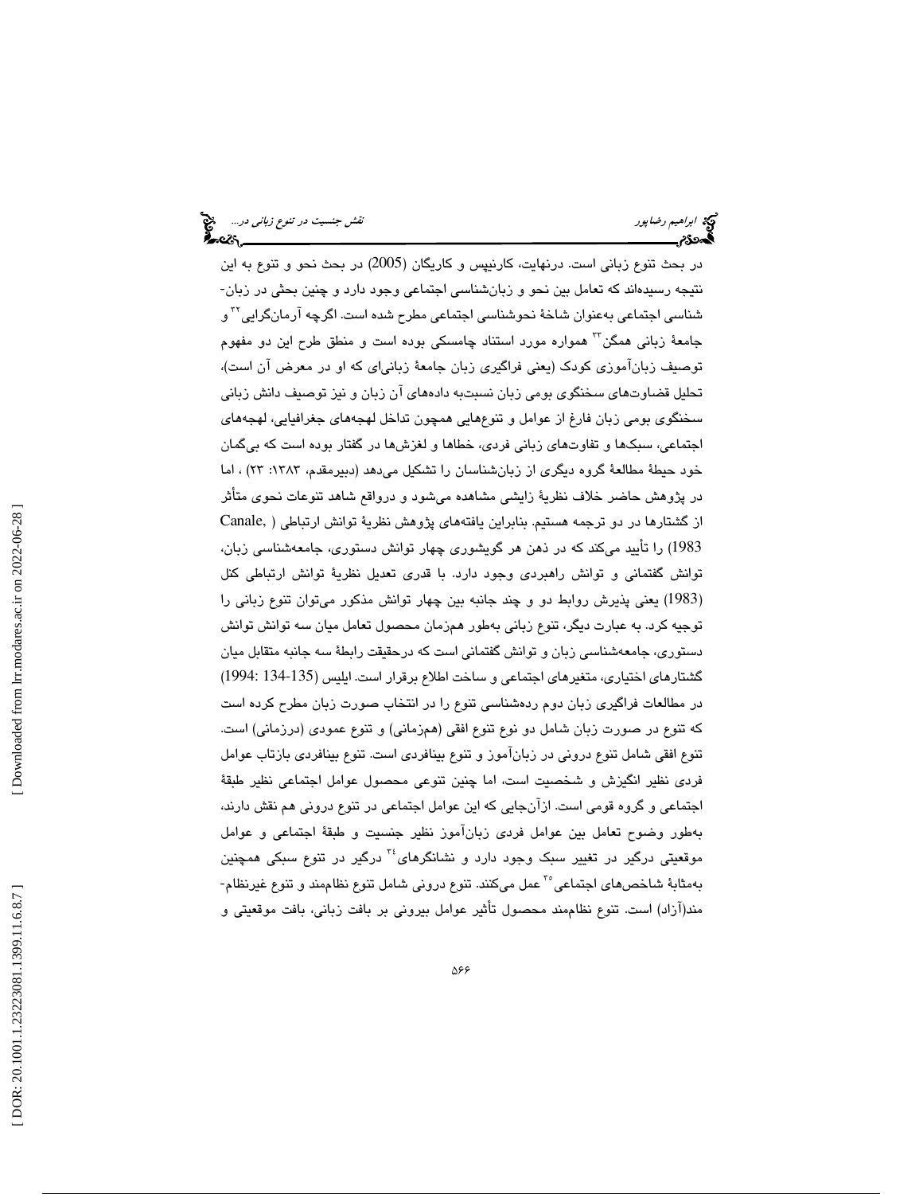در بحث تنوع زبانی است. درنهایت، کارنیپس و کاریگان (2005) در بحث نحو و تنوع به این نتیجه رسیده‌اند که تعامل بین نحو و زبان‌شناسی اجتماعی وجود دارد و چنین بحثی در زبان‌شناسی اجتماعی به‌عنوان شاخهٔ نحوشناسی اجتماعی مطرح شده است. اگرچه آرمان‌گرایی[۳۲] و جامعهٔ زبانی همگن[۳۳] همواره مورد استناد چامسکی بوده است و منطق طرح این دو مفهوم توصیف زبان‌آموزی کودک (یعنی فراگیری زبان جامعهٔ زبانی‌ای که او در معرض آن است)، تحلیل قضاوت‌های سخنگوی بومی زبان نسبت‌به داده‌های آن زبان و نیز توصیف دانش زبانی سخنگوی بومی زبان فارغ از عوامل و تنوع‌هایی همچون تداخل لهجه‌های جغرافیایی، لهجه‌های اجتماعی، سبک‌ها و تفاوت‌های زبانی فردی، خطاها و لغزش‌ها در گفتار بوده است که بی‌گمان خود حیطهٔ مطالعهٔ گروه دیگری از زبان‌شناسان را تشکیل می‌دهد (دبیرمقدم، ۱۳۸۳: ۲۳) ، اما در پژوهش حاضر خلاف نظریهٔ زایشی مشاهده می‌شود و درواقع شاهد تنوعات نحوی متأثر از گشتارها در دو ترجمه هستیم. بنابراین یافته‌های پژوهش نظریهٔ توانش ارتباطی ( Canale, 1983) را تأیید می‌کند که در ذهن هر گویشوری چهار توانش دستوری، جامعه‌شناسی زبان، توانش گفتمانی و توانش راهبردی وجود دارد. با قدری تعدیل نظریهٔ توانش ارتباطی کنل (1983) یعنی پذیرش روابط دو و چند جانبه بین چهار توانش مذکور می‌توان تنوع زبانی را توجیه کرد. به عبارت دیگر، تنوع زبانی به‌طور هم‌زمان محصول تعامل میان سه توانش توانش دستوری، جامعه‌شناسی زبان و توانش گفتمانی است که درحقیقت رابطهٔ سه جانبه متقابل میان گشتارهای اختیاری، متغیرهای اجتماعی و ساخت اطلاع برقرار است. ایلیس (135-134 :1994) در مطالعات فراگیری زبان دوم رده‌شناسی تنوع را در انتخاب صورت زبان مطرح کرده است که تنوع در صورت زبان شامل دو نوع تنوع افقی (هم‌زمانی) و تنوع عمودی (درزمانی) است. تنوع افقی شامل تنوع درونی در زبان‌آموز و تنوع بینافردی است. تنوع بینافردی بازتاب عوامل فردی نظیر انگیزش و شخصیت است، اما چنین تنوعی محصول عوامل اجتماعی نظیر طبقهٔ اجتماعی و گروه قومی است. ازآن‌جایی که این عوامل اجتماعی در تنوع درونی هم نقش دارند، به‌طور وضوح تعامل بین عوامل فردی زبان‌آموز نظیر جنسیت و طبقهٔ اجتماعی و عوامل موقعیتی درگیر در تغییر سبک وجود دارد و نشانگرهای[۳۴] درگیر در تنوع سبکی همچنین به‌مثابهٔ شاخص‌های اجتماعی[۳۵] عمل می‌کنند. تنوع درونی شامل تنوع نظام‌مند و تنوع غیرنظام‌مند(آزاد) است. تنوع نظام‌مند محصول تأثیر عوامل بیرونی بر بافت زبانی، بافت موقعیتی و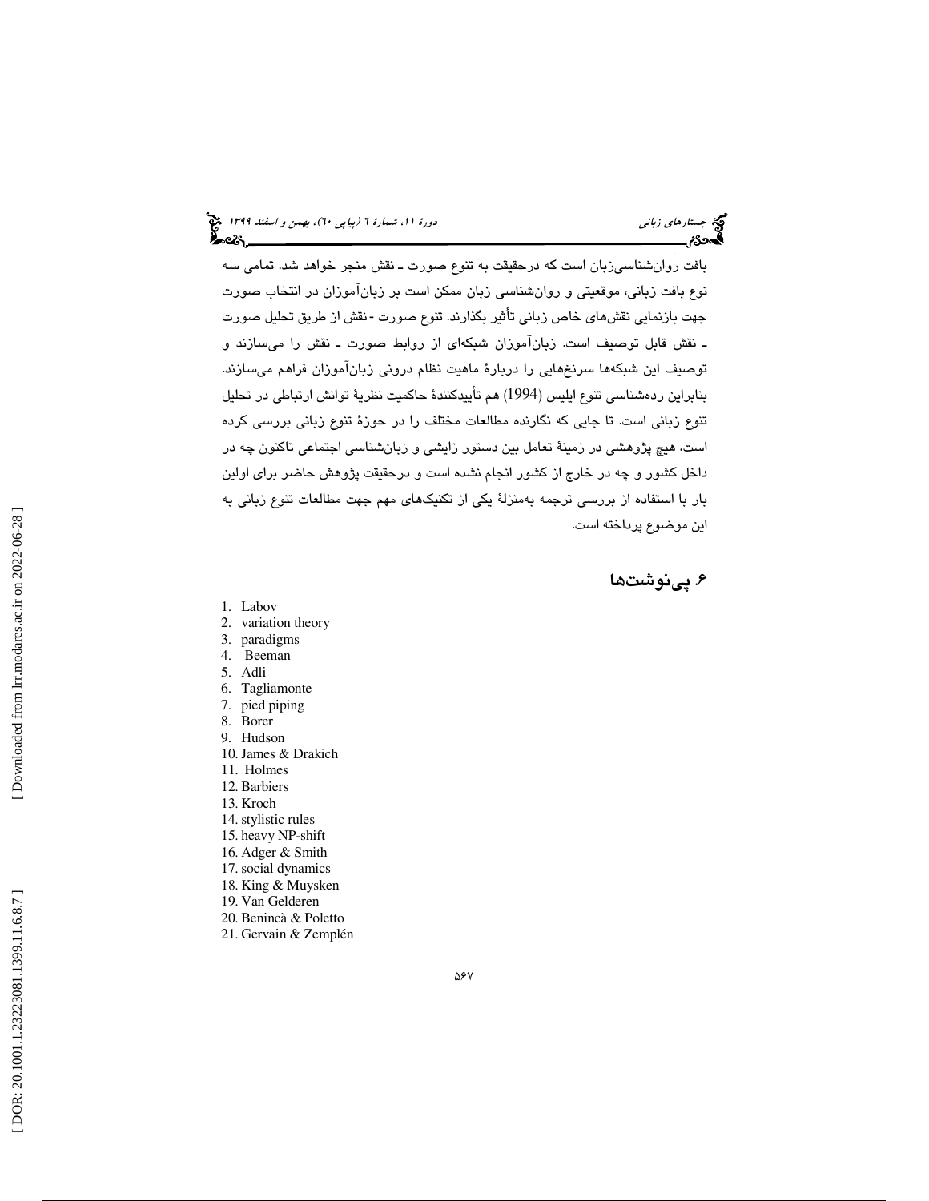بافت روان‌شناسی‌زبان است که درحقیقت به تنوع صورت ـ نقش منجر خواهد شد. تمامی سه نوع بافت زبانی، موقعیتی و روان‌شناسی زبان ممکن است بر زبان‌آموزان در انتخاب صورت جهت بازنمایی نقش‌های خاص زبانی تأثیر بگذارند. تنوع صورت -نقش از طریق تحلیل صورت ـ نقش قابل توصیف است. زبان‌آموزان شبکه‌ای از روابط صورت ـ نقش را می‌سازند و توصیف این شبکه‌ها سرنخ‌هایی را دربارهٔ ماهیت نظام درونی زبان‌آموزان فراهم می‌سازند. بنابراین رده‌شناسی تنوع ایلیس (1994) هم تأییدکنندهٔ حاکمیت نظریهٔ توانش ارتباطی در تحلیل تنوع زبانی است. تا جایی که نگارنده مطالعات مختلف را در حوزهٔ تنوع زبانی بررسی کرده است، هیچ پژوهشی در زمینهٔ تعامل بین دستور زایشی و زبان‌شناسی اجتماعی تاکنون چه در داخل کشور و چه در خارج از کشور انجام نشده است و درحقیقت پژوهش حاضر برای اولین بار با استفاده از بررسی ترجمه به‌منزلهٔ یکی از تکنیک‌های مهم جهت مطالعات تنوع زبانی به این موضوع پرداخته است.

## ۶. پی‌نوشت‌ها

1. Labov
2. variation theory
3. paradigms
4. Beeman
5. Adli
6. Tagliamonte
7. pied piping
8. Borer
9. Hudson
10. James & Drakich
11. Holmes
12. Barbiers
13. Kroch
14. stylistic rules
15. heavy NP-shift
16. Adger & Smith
17. social dynamics
18. King & Muysken
19. Van Gelderen
20. Benincà & Poletto
21. Gervain & Zemplén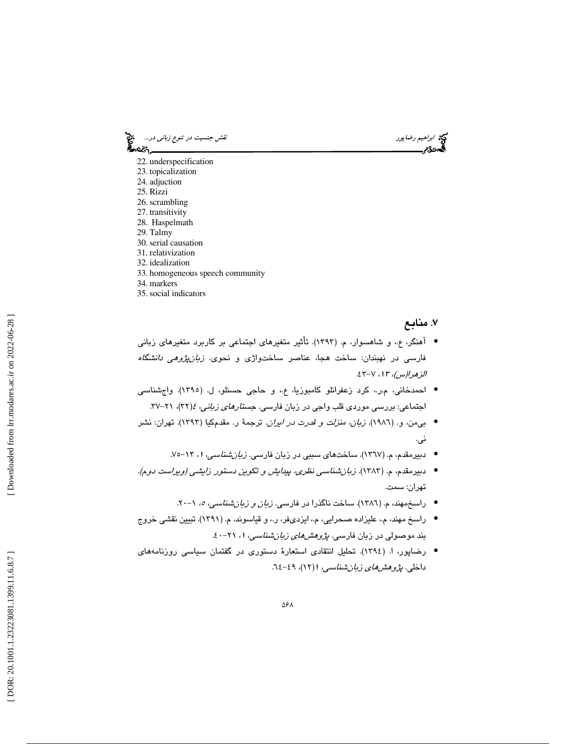22. underspecification
23. topicalization
24. adjuction
25. Rizzi
26. scrambling
27. transitivity
28. Haspelmath
29. Talmy
30. serial causation
31. relativization
32. idealization
33. homogeneous speech community
34. markers
35. social indicators

## ۷. منابع

- آهنگر، ع.، و شاهسوار، م. (۱۳۹۳). تأثیر متغیرهای اجتماعی بر کاربرد متغیرهای زبانی فارسی در نهبندان: ساخت هجا، عناصر ساختواژی و نحوی. *زبان‌پژوهی دانشگاه الزهرا(س)*، ۱۳، ۷-۴۳.
- احمدخانی، م.ر.، کرد زعفرانلو کامبوزیا، ع.، و حاجی حسنلو، ل. (۱۳۹۵). واج‌شناسی اجتماعی: بررسی موردی قلب واجی در زبان فارسی. *جستارهای زبانی*، ۴(۳۲)، ۲۱-۳۷.
- بی‌من، و. (۱۹۸٦). *زبان، منزلت و قدرت در ایران*. ترجمهٔ ر. مقدم‌کیا (۱۳۹۳). تهران: نشر نی.
- دبیرمقدم، م. (۱۳٦۷). ساخت‌های سببی در زبان فارسی. *زبان‌شناسی*، ۱، ۱۳-۷۵.
- دبیرمقدم، م. (۱۳۸۳). *زبان‌شناسی نظری، پیدایش و تکوین دستور زایشی (ویراست دوم)*. تهران: سمت.
- راسخ‌مهند، م. (۱۳۸٦). ساخت ناگذرا در فارسی. *زبان و زبان‌شناسی*، ۵، ۱-۲۰.
- راسخ مهند، م.، علیزاده صحرایی، م.، ایزدی‌فر، ر.، و قیاسوند، م. (۱۳۹۱). تبیین نقشی خروج بند موصولی در زبان فارسی. *پژوهش‌های زبان‌شناسی*، ۱، ۲۱-۴۰.
- رضاپور، ا. (۱۳۹٤). تحلیل انتقادی استعارهٔ دستوری در گفتمان سیاسی روزنامه‌های داخلی. *پژوهش‌های زبان‌شناسی*، ۱(۱۲)، ٤۹-٦٤.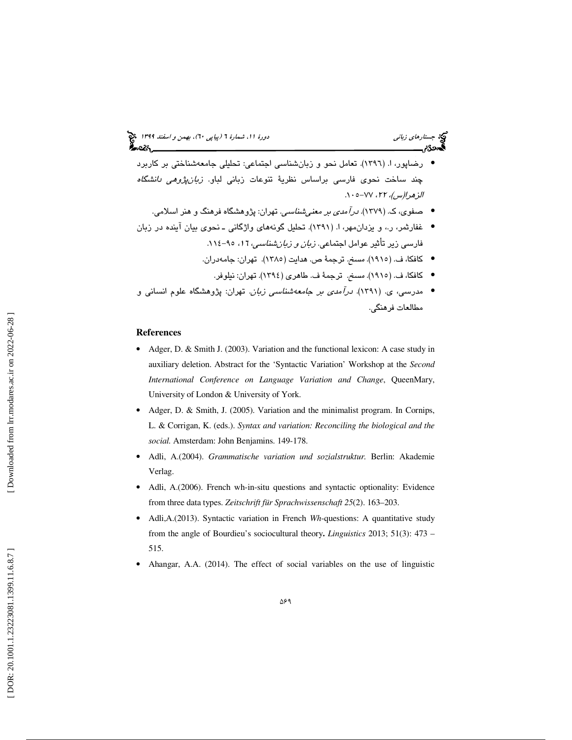- رضاپور، ا. (۱۳۹۶). تعامل نحو و زبان‌شناسی اجتماعی: تحلیلی جامعه‌شناختی بر کاربرد چند ساخت نحوی فارسی براساس نظریهٔ تنوعات زبانی لباو. *زبان‌پژوهی دانشگاه الزهرا(س)*، ۲۲، ۷۷-۱۰۵.
- صفوی، ک. (۱۳۷۹). *درآمدی بر معنی‌شناسی*. تهران: پژوهشگاه فرهنگ و هنر اسلامی.
- غفارثمر، ر.، و یزدان‌مهر، ا. (۱۳۹۱). تحلیل گونه‌های واژگانی ـ نحوی بیان آینده در زبان فارسی زیر تأثیر عوامل اجتماعی. *زبان و زبان‌شناسی*، ۱۶، ۹۵-۱۱۴.
- کافکا، ف. (۱۹۱۵). مسخ. ترجمهٔ ص. هدایت (۱۳۸۵). تهران: جامه‌دران.
- کافکا، ف. (۱۹۱۵). *مسخ*. ترجمهٔ ف. طاهری (۱۳۹۴). تهران: نیلوفر.
- مدرسی، ی. (۱۳۹۱). *درآمدی بر جامعه‌شناسی زبان*. تهران: پژوهشگاه علوم انسانی و مطالعات فرهنگی.

## References

- Adger, D. & Smith J. (2003). Variation and the functional lexicon: A case study in auxiliary deletion. Abstract for the 'Syntactic Variation' Workshop at the *Second International Conference on Language Variation and Change*, QueenMary, University of London & University of York.
- Adger, D. & Smith, J. (2005). Variation and the minimalist program. In Cornips, L. & Corrigan, K. (eds.). *Syntax and variation: Reconciling the biological and the social.* Amsterdam: John Benjamins. 149-178.
- Adli, A.(2004). *Grammatische variation und sozialstruktur.* Berlin: Akademie Verlag.
- Adli, A.(2006). French wh-in-situ questions and syntactic optionality: Evidence from three data types. *Zeitschrift für Sprachwissenschaft 25*(2). 163–203.
- Adli,A.(2013). Syntactic variation in French *Wh*-questions: A quantitative study from the angle of Bourdieu's sociocultural theory**.** *Linguistics* 2013; 51(3): 473 – 515.
- Ahangar, A.A. (2014). The effect of social variables on the use of linguistic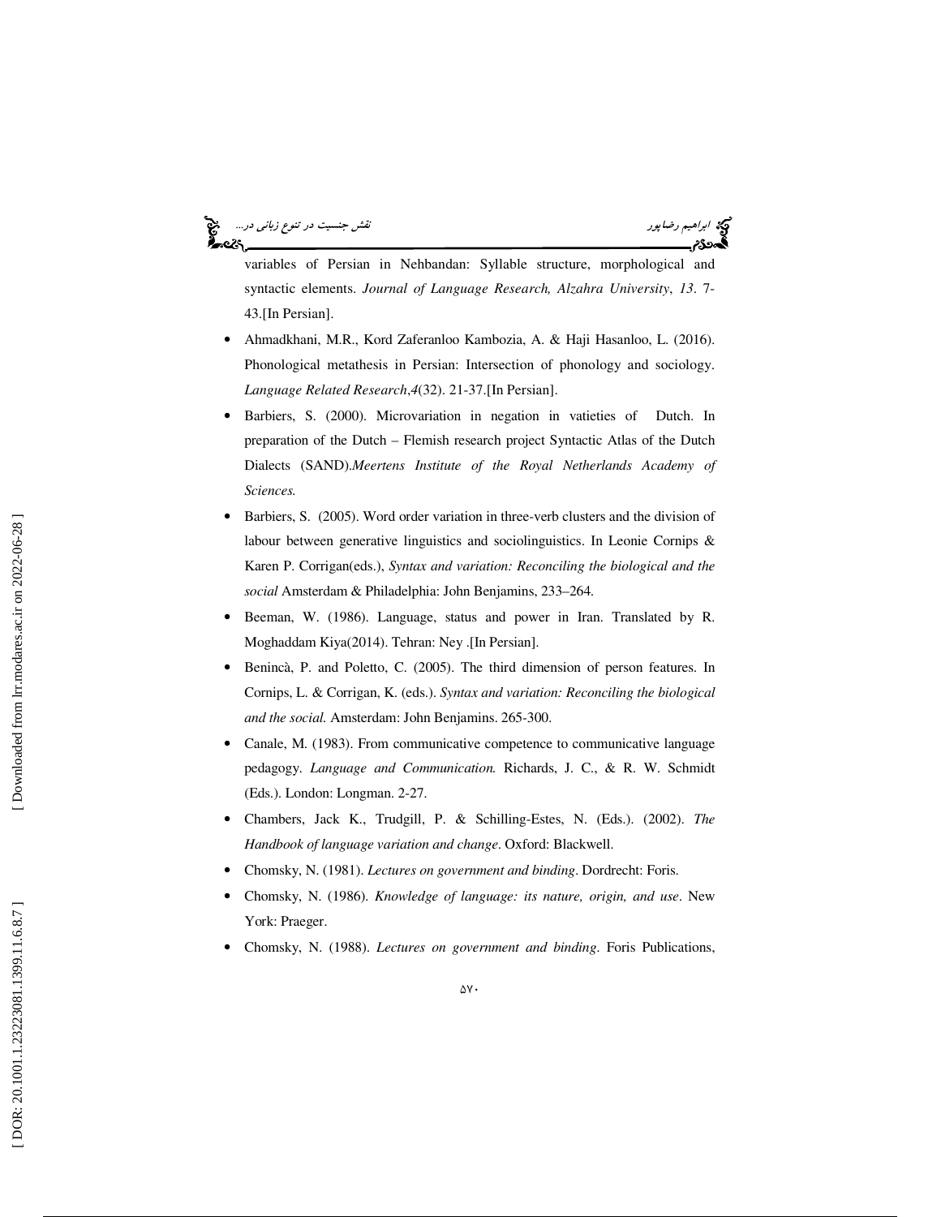variables of Persian in Nehbandan: Syllable structure, morphological and syntactic elements. *Journal of Language Research, Alzahra University*, *13*. 7-43.[In Persian].

- Ahmadkhani, M.R., Kord Zaferanloo Kambozia, A. & Haji Hasanloo, L. (2016). Phonological metathesis in Persian: Intersection of phonology and sociology. *Language Related Research*,*4*(32). 21-37.[In Persian].
- Barbiers, S. (2000). Microvariation in negation in vatieties of Dutch. In preparation of the Dutch – Flemish research project Syntactic Atlas of the Dutch Dialects (SAND).*Meertens Institute of the Royal Netherlands Academy of Sciences.*
- Barbiers, S. (2005). Word order variation in three-verb clusters and the division of labour between generative linguistics and sociolinguistics. In Leonie Cornips & Karen P. Corrigan(eds.), *Syntax and variation: Reconciling the biological and the social* Amsterdam & Philadelphia: John Benjamins, 233–264.
- Beeman, W. (1986). Language, status and power in Iran. Translated by R. Moghaddam Kiya(2014). Tehran: Ney .[In Persian].
- Benincà, P. and Poletto, C. (2005). The third dimension of person features. In Cornips, L. & Corrigan, K. (eds.). *Syntax and variation: Reconciling the biological and the social.* Amsterdam: John Benjamins. 265-300.
- Canale, M. (1983). From communicative competence to communicative language pedagogy. *Language and Communication.* Richards, J. C., & R. W. Schmidt (Eds.). London: Longman. 2-27.
- Chambers, Jack K., Trudgill, P. & Schilling-Estes, N. (Eds.). (2002). *The Handbook of language variation and change*. Oxford: Blackwell.
- Chomsky, N. (1981). *Lectures on government and binding*. Dordrecht: Foris.
- Chomsky, N. (1986). *Knowledge of language: its nature, origin, and use*. New York: Praeger.
- Chomsky, N. (1988). *Lectures on government and binding*. Foris Publications,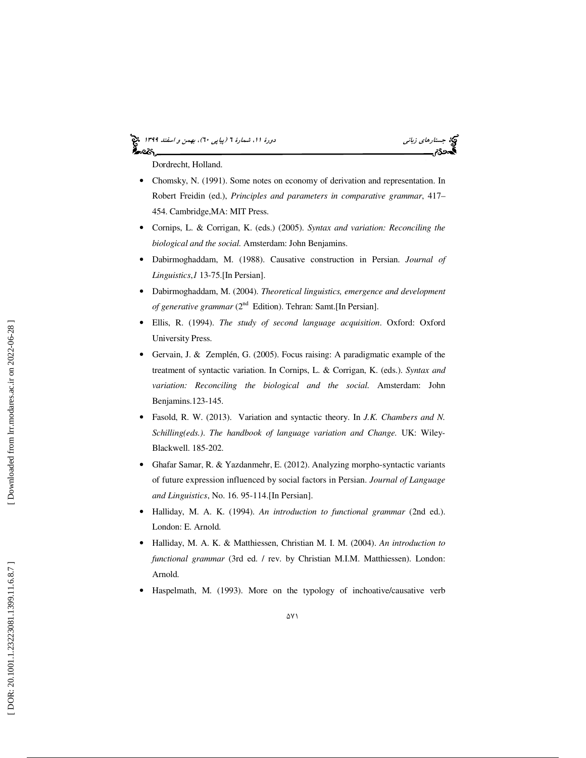Dordrecht, Holland.

- Chomsky, N. (1991). Some notes on economy of derivation and representation. In Robert Freidin (ed.), *Principles and parameters in comparative grammar*, 417–454. Cambridge,MA: MIT Press.
- Cornips, L. & Corrigan, K. (eds.) (2005). *Syntax and variation: Reconciling the biological and the social.* Amsterdam: John Benjamins.
- Dabirmoghaddam, M. (1988). Causative construction in Persian. *Journal of Linguistics*,*1* 13-75.[In Persian].
- Dabirmoghaddam, M. (2004). *Theoretical linguistics, emergence and development of generative grammar* (2nd Edition). Tehran: Samt.[In Persian].
- Ellis, R. (1994). *The study of second language acquisition*. Oxford: Oxford University Press.
- Gervain, J. & Zemplén, G. (2005). Focus raising: A paradigmatic example of the treatment of syntactic variation. In Cornips, L. & Corrigan, K. (eds.). *Syntax and variation: Reconciling the biological and the social.* Amsterdam: John Benjamins.123-145.
- Fasold, R. W. (2013). Variation and syntactic theory. In *J.K. Chambers and N. Schilling(eds.)*. *The handbook of language variation and Change.* UK: Wiley-Blackwell. 185-202.
- Ghafar Samar, R. & Yazdanmehr, E. (2012). Analyzing morpho-syntactic variants of future expression influenced by social factors in Persian. *Journal of Language and Linguistics*, No. 16. 95-114.[In Persian].
- Halliday, M. A. K. (1994). *An introduction to functional grammar* (2nd ed.). London: E. Arnold.
- Halliday, M. A. K. & Matthiessen, Christian M. I. M. (2004). *An introduction to functional grammar* (3rd ed. / rev. by Christian M.I.M. Matthiessen). London: Arnold.
- Haspelmath, M. (1993). More on the typology of inchoative/causative verb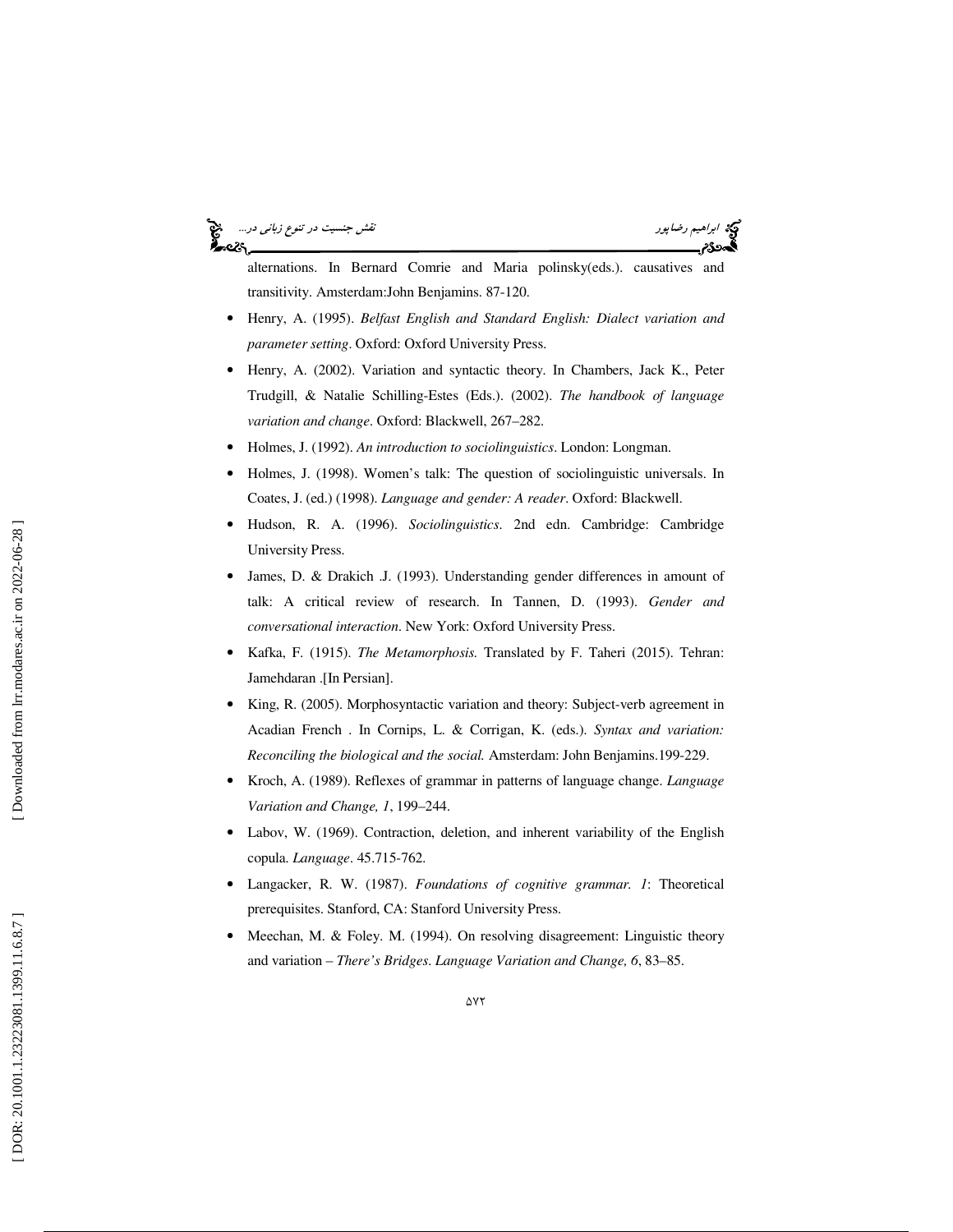alternations. In Bernard Comrie and Maria polinsky(eds.). causatives and transitivity. Amsterdam:John Benjamins. 87-120.

- Henry, A. (1995). *Belfast English and Standard English: Dialect variation and parameter setting*. Oxford: Oxford University Press.
- Henry, A. (2002). Variation and syntactic theory. In Chambers, Jack K., Peter Trudgill, & Natalie Schilling-Estes (Eds.). (2002). *The handbook of language variation and change*. Oxford: Blackwell, 267–282.
- Holmes, J. (1992). *An introduction to sociolinguistics*. London: Longman.
- Holmes, J. (1998). Women's talk: The question of sociolinguistic universals. In Coates, J. (ed.) (1998). *Language and gender: A reader*. Oxford: Blackwell.
- Hudson, R. A. (1996). *Sociolinguistics*. 2nd edn. Cambridge: Cambridge University Press.
- James, D. & Drakich .J. (1993). Understanding gender differences in amount of talk: A critical review of research. In Tannen, D. (1993). *Gender and conversational interaction*. New York: Oxford University Press.
- Kafka, F. (1915). *The Metamorphosis.* Translated by F. Taheri (2015). Tehran: Jamehdaran .[In Persian].
- King, R. (2005). Morphosyntactic variation and theory: Subject-verb agreement in Acadian French . In Cornips, L. & Corrigan, K. (eds.). *Syntax and variation: Reconciling the biological and the social.* Amsterdam: John Benjamins.199-229.
- Kroch, A. (1989). Reflexes of grammar in patterns of language change. *Language Variation and Change, 1*, 199–244.
- Labov, W. (1969). Contraction, deletion, and inherent variability of the English copula. *Language*. 45.715-762.
- Langacker, R. W. (1987). *Foundations of cognitive grammar. 1*: Theoretical prerequisites. Stanford, CA: Stanford University Press.
- Meechan, M. & Foley. M. (1994). On resolving disagreement: Linguistic theory and variation – *There's Bridges*. *Language Variation and Change, 6*, 83–85.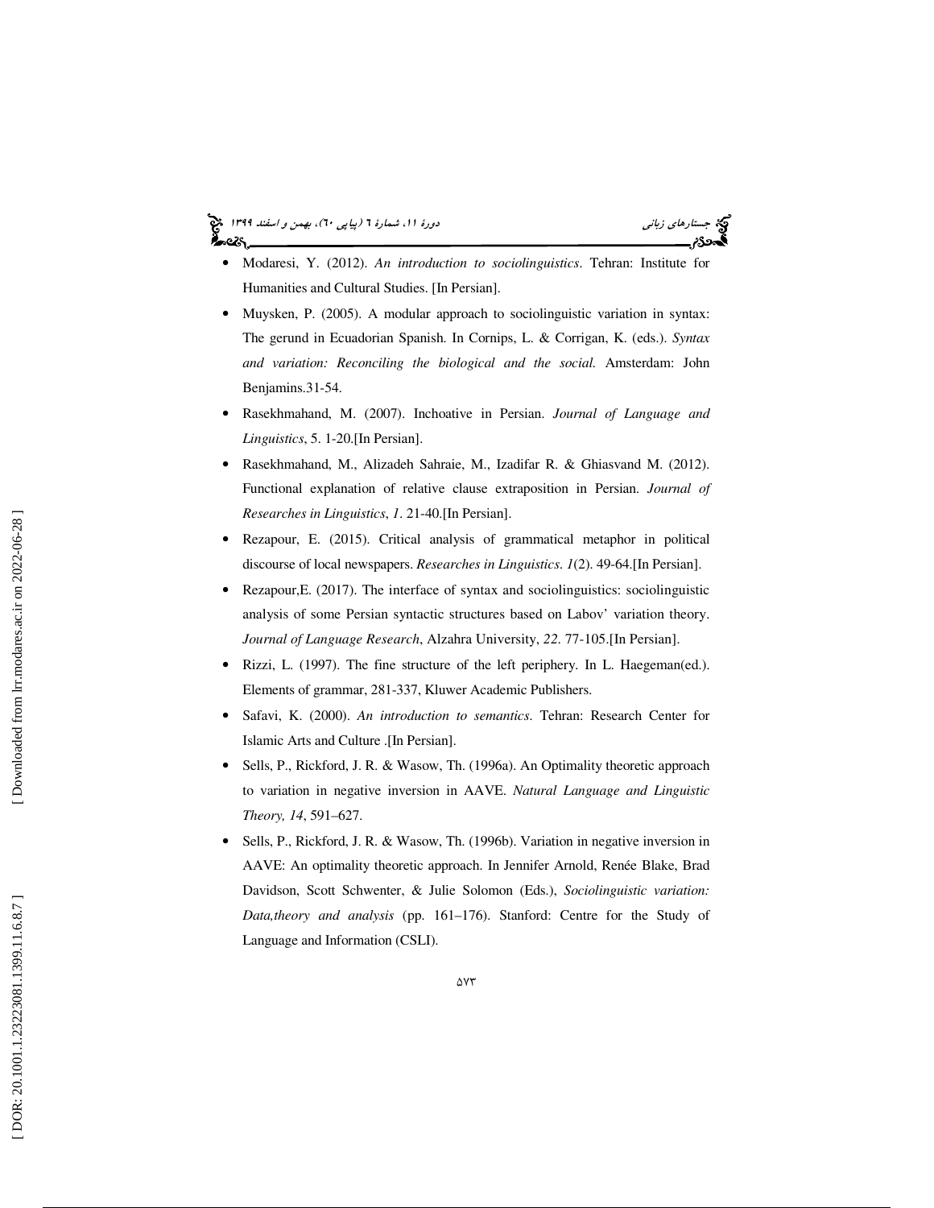- Modaresi, Y. (2012). *An introduction to sociolinguistics*. Tehran: Institute for Humanities and Cultural Studies. [In Persian].
- Muysken, P. (2005). A modular approach to sociolinguistic variation in syntax: The gerund in Ecuadorian Spanish. In Cornips, L. & Corrigan, K. (eds.). *Syntax and variation: Reconciling the biological and the social.* Amsterdam: John Benjamins.31-54.
- Rasekhmahand, M. (2007). Inchoative in Persian. *Journal of Language and Linguistics*, 5. 1-20.[In Persian].
- Rasekhmahand, M., Alizadeh Sahraie, M., Izadifar R. & Ghiasvand M. (2012). Functional explanation of relative clause extraposition in Persian. *Journal of Researches in Linguistics*, *1*. 21-40.[In Persian].
- Rezapour, E. (2015). Critical analysis of grammatical metaphor in political discourse of local newspapers. *Researches in Linguistics*. *1*(2). 49-64.[In Persian].
- Rezapour,E. (2017). The interface of syntax and sociolinguistics: sociolinguistic analysis of some Persian syntactic structures based on Labov' variation theory. *Journal of Language Research*, Alzahra University, *22*. 77-105.[In Persian].
- Rizzi, L. (1997). The fine structure of the left periphery. In L. Haegeman(ed.). Elements of grammar, 281-337, Kluwer Academic Publishers.
- Safavi, K. (2000). *An introduction to semantics*. Tehran: Research Center for Islamic Arts and Culture .[In Persian].
- Sells, P., Rickford, J. R. & Wasow, Th. (1996a). An Optimality theoretic approach to variation in negative inversion in AAVE. *Natural Language and Linguistic Theory, 14*, 591–627.
- Sells, P., Rickford, J. R. & Wasow, Th. (1996b). Variation in negative inversion in AAVE: An optimality theoretic approach. In Jennifer Arnold, Renée Blake, Brad Davidson, Scott Schwenter, & Julie Solomon (Eds.), *Sociolinguistic variation: Data,theory and analysis* (pp. 161–176). Stanford: Centre for the Study of Language and Information (CSLI).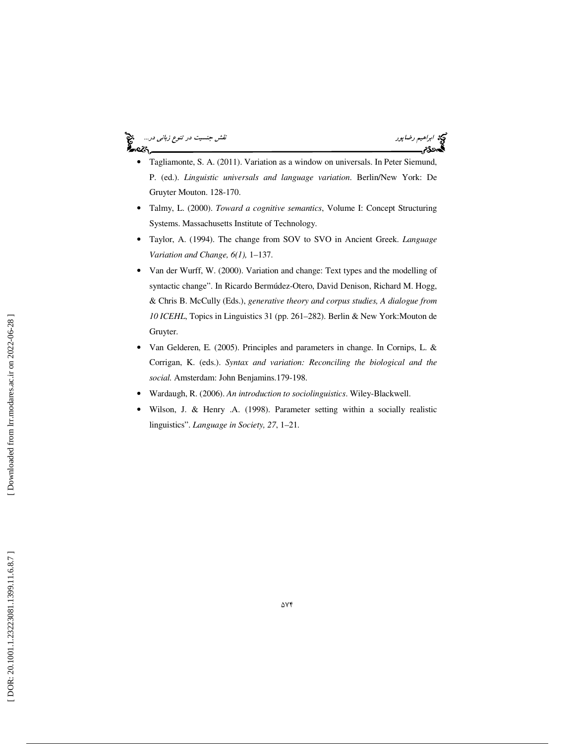- Tagliamonte, S. A. (2011). Variation as a window on universals. In Peter Siemund, P. (ed.). *Linguistic universals and language variation*. Berlin/New York: De Gruyter Mouton. 128-170.
- Talmy, L. (2000). *Toward a cognitive semantics*, Volume I: Concept Structuring Systems. Massachusetts Institute of Technology.
- Taylor, A. (1994). The change from SOV to SVO in Ancient Greek. *Language Variation and Change, 6(1),* 1–137.
- Van der Wurff, W. (2000). Variation and change: Text types and the modelling of syntactic change". In Ricardo Bermúdez-Otero, David Denison, Richard M. Hogg, & Chris B. McCully (Eds.), *generative theory and corpus studies, A dialogue from 10 ICEHL*, Topics in Linguistics 31 (pp. 261–282). Berlin & New York:Mouton de Gruyter.
- Van Gelderen, E. (2005). Principles and parameters in change. In Cornips, L. & Corrigan, K. (eds.). *Syntax and variation: Reconciling the biological and the social.* Amsterdam: John Benjamins.179-198.
- Wardaugh, R. (2006). *An introduction to sociolinguistics*. Wiley-Blackwell.
- Wilson, J. & Henry .A. (1998). Parameter setting within a socially realistic linguistics". *Language in Society, 27*, 1–21.